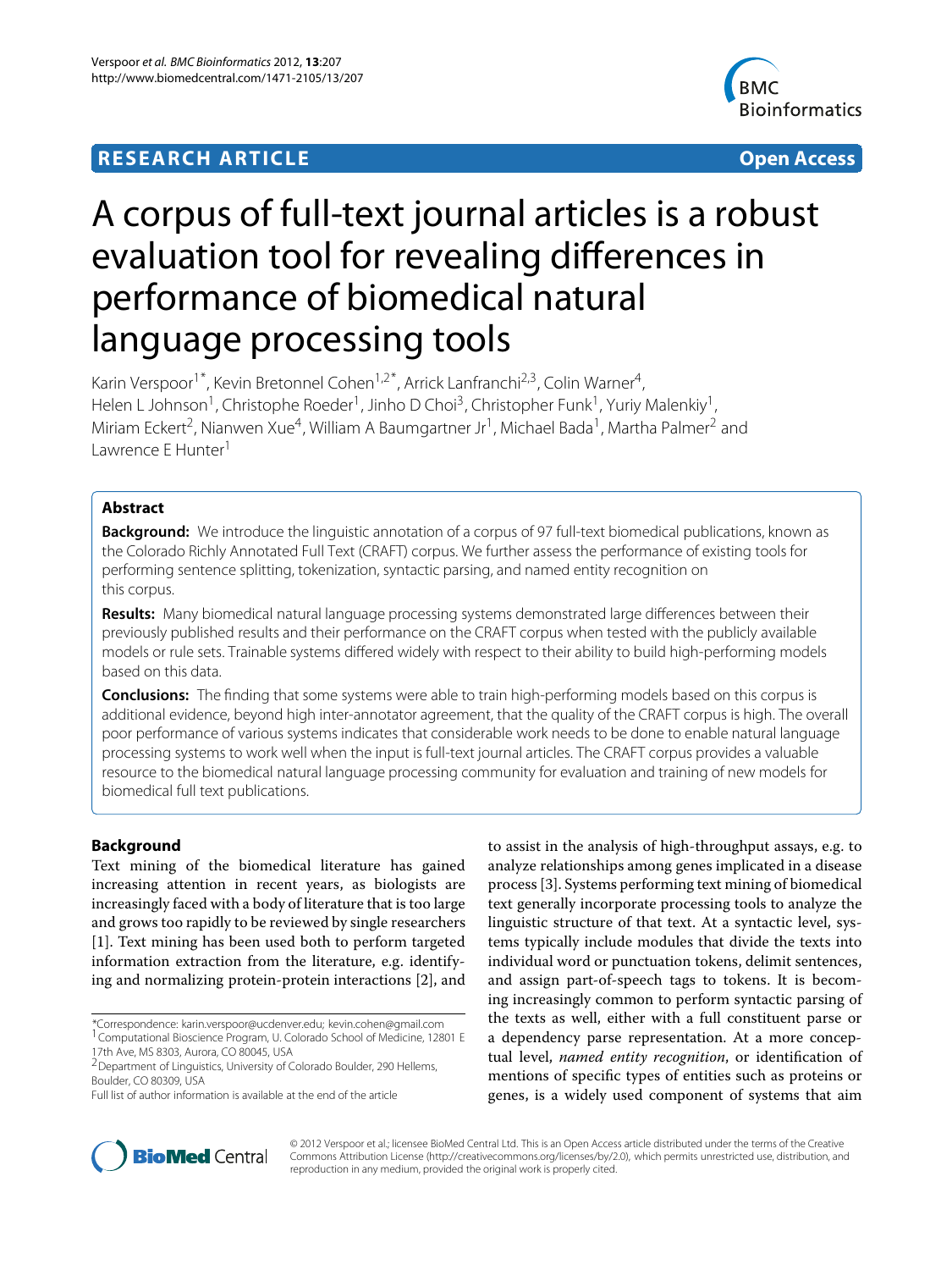**RESEARCH ARTICLE** **Open Access**

# A corpus of full-text journal articles is a robust evaluation tool for revealing differences in performance of biomedical natural language processing tools

Karin Verspoor[1*], Kevin Bretonnel Cohen[1,2*], Arrick Lanfranchi[2,3], Colin Warner[4], Helen L Johnson[1], Christophe Roeder[1], Jinho D Choi[3], Christopher Funk[1], Yuriy Malenkiy[1], Miriam Eckert[2], Nianwen Xue[4], William A Baumgartner Jr[1], Michael Bada[1], Martha Palmer[2] and Lawrence E Hunter[1]

## Abstract

**Background:** We introduce the linguistic annotation of a corpus of 97 full-text biomedical publications, known as the Colorado Richly Annotated Full Text (CRAFT) corpus. We further assess the performance of existing tools for performing sentence splitting, tokenization, syntactic parsing, and named entity recognition on this corpus.

**Results:** Many biomedical natural language processing systems demonstrated large differences between their previously published results and their performance on the CRAFT corpus when tested with the publicly available models or rule sets. Trainable systems differed widely with respect to their ability to build high-performing models based on this data.

**Conclusions:** The finding that some systems were able to train high-performing models based on this corpus is additional evidence, beyond high inter-annotator agreement, that the quality of the CRAFT corpus is high. The overall poor performance of various systems indicates that considerable work needs to be done to enable natural language processing systems to work well when the input is full-text journal articles. The CRAFT corpus provides a valuable resource to the biomedical natural language processing community for evaluation and training of new models for biomedical full text publications.

## Background

Text mining of the biomedical literature has gained increasing attention in recent years, as biologists are increasingly faced with a body of literature that is too large and grows too rapidly to be reviewed by single researchers [1]. Text mining has been used both to perform targeted information extraction from the literature, e.g. identifying and normalizing protein-protein interactions [2], and to assist in the analysis of high-throughput assays, e.g. to analyze relationships among genes implicated in a disease process [3]. Systems performing text mining of biomedical text generally incorporate processing tools to analyze the linguistic structure of that text. At a syntactic level, systems typically include modules that divide the texts into individual word or punctuation tokens, delimit sentences, and assign part-of-speech tags to tokens. It is becoming increasingly common to perform syntactic parsing of the texts as well, either with a full constituent parse or a dependency parse representation. At a more conceptual level, *named entity recognition*, or identification of mentions of specific types of entities such as proteins or genes, is a widely used component of systems that aim

*Correspondence: karin.verspoor@ucdenver.edu; kevin.cohen@gmail.com
[1] Computational Bioscience Program, U. Colorado School of Medicine, 12801 E 17th Ave, MS 8303, Aurora, CO 80045, USA
[2] Department of Linguistics, University of Colorado Boulder, 290 Hellems, Boulder, CO 80309, USA
Full list of author information is available at the end of the article

© 2012 Verspoor et al.; licensee BioMed Central Ltd. This is an Open Access article distributed under the terms of the Creative Commons Attribution License (http://creativecommons.org/licenses/by/2.0), which permits unrestricted use, distribution, and reproduction in any medium, provided the original work is properly cited.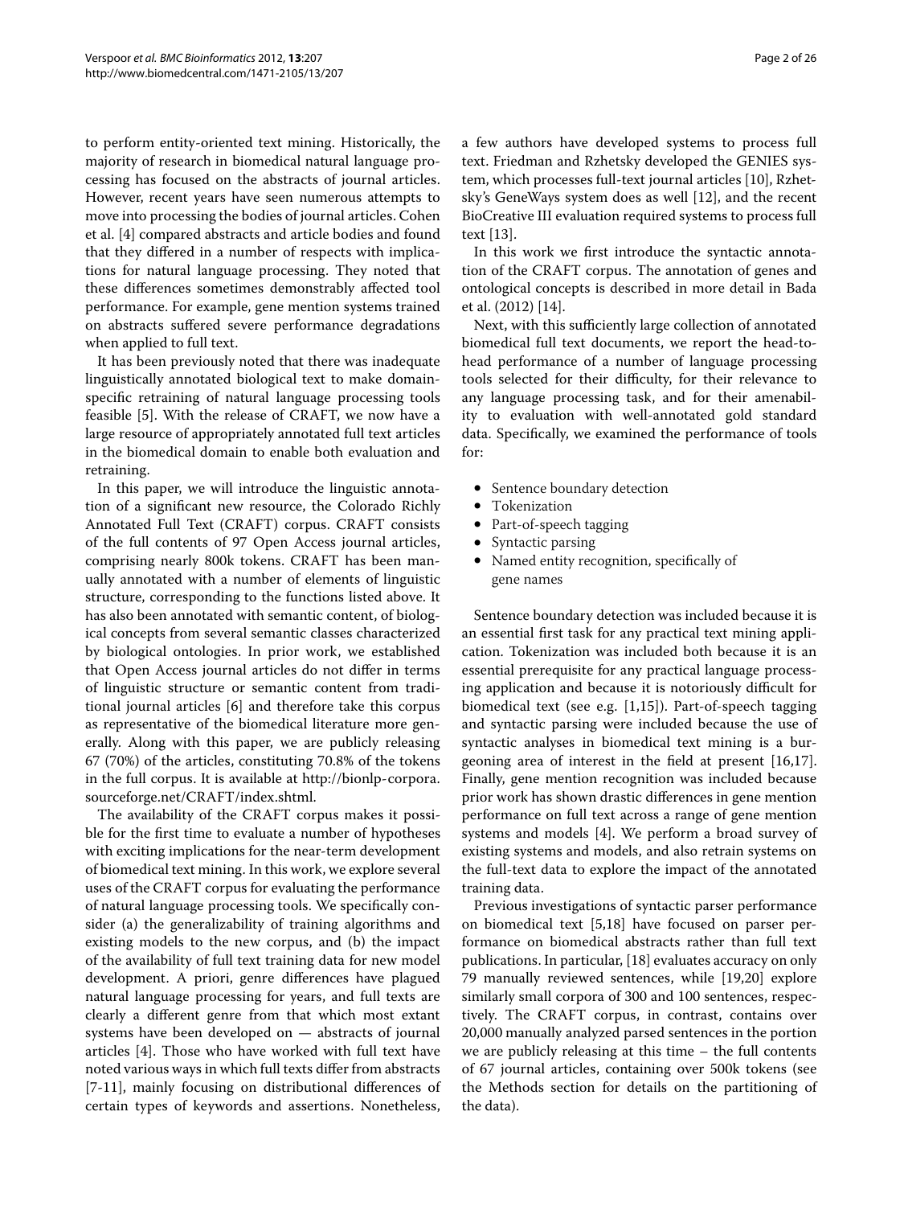to perform entity-oriented text mining. Historically, the majority of research in biomedical natural language processing has focused on the abstracts of journal articles. However, recent years have seen numerous attempts to move into processing the bodies of journal articles. Cohen et al. [4] compared abstracts and article bodies and found that they differed in a number of respects with implications for natural language processing. They noted that these differences sometimes demonstrably affected tool performance. For example, gene mention systems trained on abstracts suffered severe performance degradations when applied to full text.

It has been previously noted that there was inadequate linguistically annotated biological text to make domain-specific retraining of natural language processing tools feasible [5]. With the release of CRAFT, we now have a large resource of appropriately annotated full text articles in the biomedical domain to enable both evaluation and retraining.

In this paper, we will introduce the linguistic annotation of a significant new resource, the Colorado Richly Annotated Full Text (CRAFT) corpus. CRAFT consists of the full contents of 97 Open Access journal articles, comprising nearly 800k tokens. CRAFT has been manually annotated with a number of elements of linguistic structure, corresponding to the functions listed above. It has also been annotated with semantic content, of biological concepts from several semantic classes characterized by biological ontologies. In prior work, we established that Open Access journal articles do not differ in terms of linguistic structure or semantic content from traditional journal articles [6] and therefore take this corpus as representative of the biomedical literature more generally. Along with this paper, we are publicly releasing 67 (70%) of the articles, constituting 70.8% of the tokens in the full corpus. It is available at http://bionlp-corpora.sourceforge.net/CRAFT/index.shtml.

The availability of the CRAFT corpus makes it possible for the first time to evaluate a number of hypotheses with exciting implications for the near-term development of biomedical text mining. In this work, we explore several uses of the CRAFT corpus for evaluating the performance of natural language processing tools. We specifically consider (a) the generalizability of training algorithms and existing models to the new corpus, and (b) the impact of the availability of full text training data for new model development. A priori, genre differences have plagued natural language processing for years, and full texts are clearly a different genre from that which most extant systems have been developed on — abstracts of journal articles [4]. Those who have worked with full text have noted various ways in which full texts differ from abstracts [7-11], mainly focusing on distributional differences of certain types of keywords and assertions. Nonetheless, a few authors have developed systems to process full text. Friedman and Rzhetsky developed the GENIES system, which processes full-text journal articles [10], Rzhetsky's GeneWays system does as well [12], and the recent BioCreative III evaluation required systems to process full text [13].

In this work we first introduce the syntactic annotation of the CRAFT corpus. The annotation of genes and ontological concepts is described in more detail in Bada et al. (2012) [14].

Next, with this sufficiently large collection of annotated biomedical full text documents, we report the head-to-head performance of a number of language processing tools selected for their difficulty, for their relevance to any language processing task, and for their amenability to evaluation with well-annotated gold standard data. Specifically, we examined the performance of tools for:

- Sentence boundary detection
- Tokenization
- Part-of-speech tagging
- Syntactic parsing
- Named entity recognition, specifically of gene names

Sentence boundary detection was included because it is an essential first task for any practical text mining application. Tokenization was included both because it is an essential prerequisite for any practical language processing application and because it is notoriously difficult for biomedical text (see e.g. [1,15]). Part-of-speech tagging and syntactic parsing were included because the use of syntactic analyses in biomedical text mining is a burgeoning area of interest in the field at present [16,17]. Finally, gene mention recognition was included because prior work has shown drastic differences in gene mention performance on full text across a range of gene mention systems and models [4]. We perform a broad survey of existing systems and models, and also retrain systems on the full-text data to explore the impact of the annotated training data.

Previous investigations of syntactic parser performance on biomedical text [5,18] have focused on parser performance on biomedical abstracts rather than full text publications. In particular, [18] evaluates accuracy on only 79 manually reviewed sentences, while [19,20] explore similarly small corpora of 300 and 100 sentences, respectively. The CRAFT corpus, in contrast, contains over 20,000 manually analyzed parsed sentences in the portion we are publicly releasing at this time – the full contents of 67 journal articles, containing over 500k tokens (see the Methods section for details on the partitioning of the data).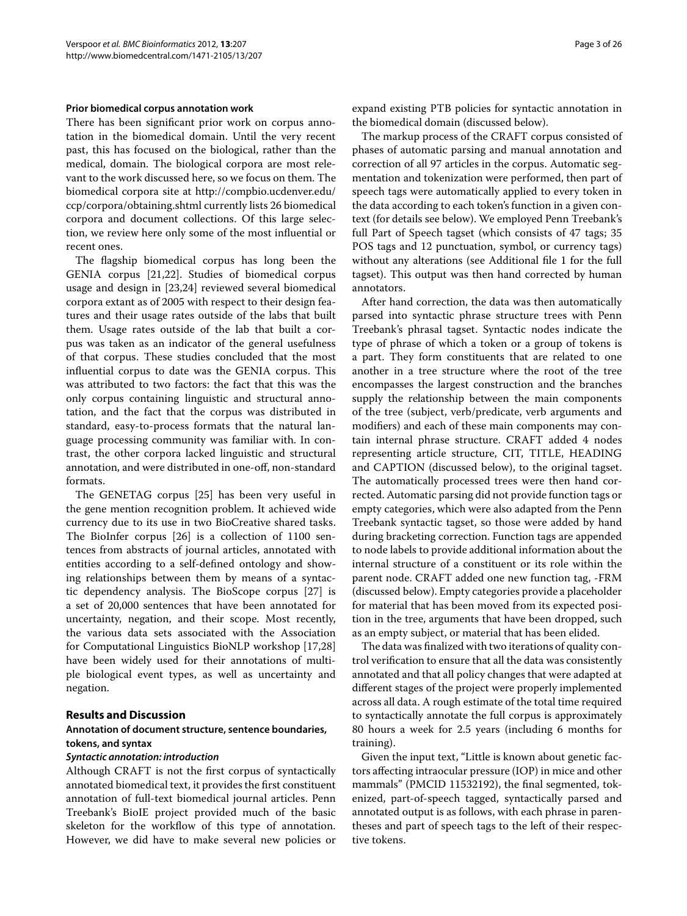#### Prior biomedical corpus annotation work

There has been significant prior work on corpus annotation in the biomedical domain. Until the very recent past, this has focused on the biological, rather than the medical, domain. The biological corpora are most relevant to the work discussed here, so we focus on them. The biomedical corpora site at http://compbio.ucdenver.edu/ccp/corpora/obtaining.shtml currently lists 26 biomedical corpora and document collections. Of this large selection, we review here only some of the most influential or recent ones.

The flagship biomedical corpus has long been the GENIA corpus [21,22]. Studies of biomedical corpus usage and design in [23,24] reviewed several biomedical corpora extant as of 2005 with respect to their design features and their usage rates outside of the labs that built them. Usage rates outside of the lab that built a corpus was taken as an indicator of the general usefulness of that corpus. These studies concluded that the most influential corpus to date was the GENIA corpus. This was attributed to two factors: the fact that this was the only corpus containing linguistic and structural annotation, and the fact that the corpus was distributed in standard, easy-to-process formats that the natural language processing community was familiar with. In contrast, the other corpora lacked linguistic and structural annotation, and were distributed in one-off, non-standard formats.

The GENETAG corpus [25] has been very useful in the gene mention recognition problem. It achieved wide currency due to its use in two BioCreative shared tasks. The BioInfer corpus [26] is a collection of 1100 sentences from abstracts of journal articles, annotated with entities according to a self-defined ontology and showing relationships between them by means of a syntactic dependency analysis. The BioScope corpus [27] is a set of 20,000 sentences that have been annotated for uncertainty, negation, and their scope. Most recently, the various data sets associated with the Association for Computational Linguistics BioNLP workshop [17,28] have been widely used for their annotations of multiple biological event types, as well as uncertainty and negation.

## Results and Discussion

### Annotation of document structure, sentence boundaries, tokens, and syntax

#### *Syntactic annotation: introduction*

Although CRAFT is not the first corpus of syntactically annotated biomedical text, it provides the first constituent annotation of full-text biomedical journal articles. Penn Treebank's BioIE project provided much of the basic skeleton for the workflow of this type of annotation. However, we did have to make several new policies or expand existing PTB policies for syntactic annotation in the biomedical domain (discussed below).

The markup process of the CRAFT corpus consisted of phases of automatic parsing and manual annotation and correction of all 97 articles in the corpus. Automatic segmentation and tokenization were performed, then part of speech tags were automatically applied to every token in the data according to each token's function in a given context (for details see below). We employed Penn Treebank's full Part of Speech tagset (which consists of 47 tags; 35 POS tags and 12 punctuation, symbol, or currency tags) without any alterations (see Additional file 1 for the full tagset). This output was then hand corrected by human annotators.

After hand correction, the data was then automatically parsed into syntactic phrase structure trees with Penn Treebank's phrasal tagset. Syntactic nodes indicate the type of phrase of which a token or a group of tokens is a part. They form constituents that are related to one another in a tree structure where the root of the tree encompasses the largest construction and the branches supply the relationship between the main components of the tree (subject, verb/predicate, verb arguments and modifiers) and each of these main components may contain internal phrase structure. CRAFT added 4 nodes representing article structure, CIT, TITLE, HEADING and CAPTION (discussed below), to the original tagset. The automatically processed trees were then hand corrected. Automatic parsing did not provide function tags or empty categories, which were also adapted from the Penn Treebank syntactic tagset, so those were added by hand during bracketing correction. Function tags are appended to node labels to provide additional information about the internal structure of a constituent or its role within the parent node. CRAFT added one new function tag, -FRM (discussed below). Empty categories provide a placeholder for material that has been moved from its expected position in the tree, arguments that have been dropped, such as an empty subject, or material that has been elided.

The data was finalized with two iterations of quality control verification to ensure that all the data was consistently annotated and that all policy changes that were adapted at different stages of the project were properly implemented across all data. A rough estimate of the total time required to syntactically annotate the full corpus is approximately 80 hours a week for 2.5 years (including 6 months for training).

Given the input text, "Little is known about genetic factors affecting intraocular pressure (IOP) in mice and other mammals" (PMCID 11532192), the final segmented, tokenized, part-of-speech tagged, syntactically parsed and annotated output is as follows, with each phrase in parentheses and part of speech tags to the left of their respective tokens.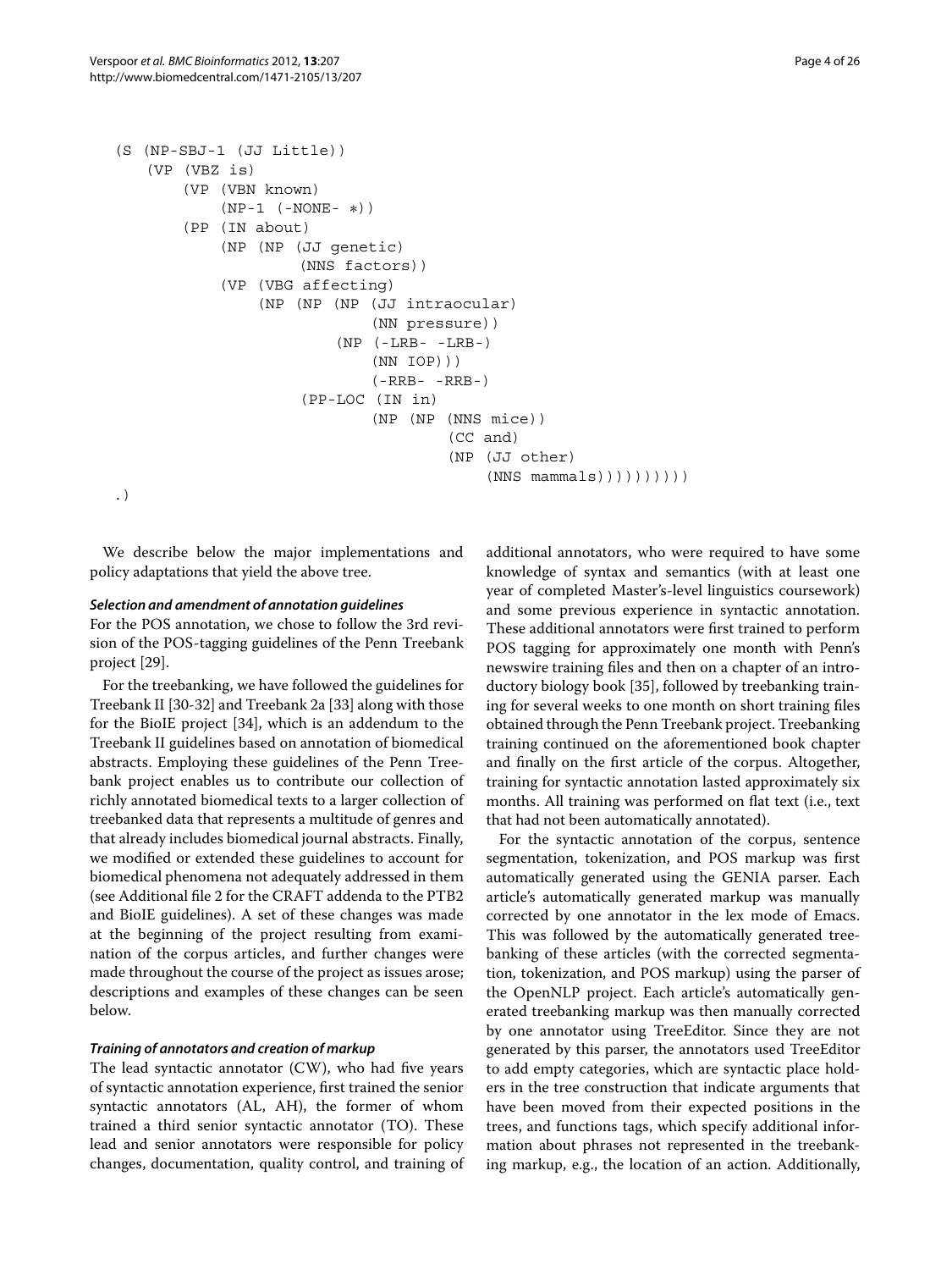```
(S (NP-SBJ-1 (JJ Little))
    (VP (VBZ is)
        (VP (VBN known)
            (NP-1 (-NONE- *))
        (PP (IN about)
            (NP (NP (JJ genetic)
                    (NNS factors))
            (VP (VBG affecting)
                (NP (NP (NP (JJ intraocular)
                            (NN pressure))
                        (NP (-LRB- -LRB-)
                            (NN IOP)))
                            (-RRB- -RRB-)
                    (PP-LOC (IN in)
                            (NP (NP (NNS mice))
                                    (CC and)
                                    (NP (JJ other)
                                        (NNS mammals))))))))))
 .)
```

We describe below the major implementations and policy adaptations that yield the above tree.

#### *Selection and amendment of annotation guidelines*

For the POS annotation, we chose to follow the 3rd revision of the POS-tagging guidelines of the Penn Treebank project [29].

For the treebanking, we have followed the guidelines for Treebank II [30-32] and Treebank 2a [33] along with those for the BioIE project [34], which is an addendum to the Treebank II guidelines based on annotation of biomedical abstracts. Employing these guidelines of the Penn Treebank project enables us to contribute our collection of richly annotated biomedical texts to a larger collection of treebanked data that represents a multitude of genres and that already includes biomedical journal abstracts. Finally, we modified or extended these guidelines to account for biomedical phenomena not adequately addressed in them (see Additional file 2 for the CRAFT addenda to the PTB2 and BioIE guidelines). A set of these changes was made at the beginning of the project resulting from examination of the corpus articles, and further changes were made throughout the course of the project as issues arose; descriptions and examples of these changes can be seen below.

#### *Training of annotators and creation of markup*

The lead syntactic annotator (CW), who had five years of syntactic annotation experience, first trained the senior syntactic annotators (AL, AH), the former of whom trained a third senior syntactic annotator (TO). These lead and senior annotators were responsible for policy changes, documentation, quality control, and training of additional annotators, who were required to have some knowledge of syntax and semantics (with at least one year of completed Master's-level linguistics coursework) and some previous experience in syntactic annotation. These additional annotators were first trained to perform POS tagging for approximately one month with Penn's newswire training files and then on a chapter of an introductory biology book [35], followed by treebanking training for several weeks to one month on short training files obtained through the Penn Treebank project. Treebanking training continued on the aforementioned book chapter and finally on the first article of the corpus. Altogether, training for syntactic annotation lasted approximately six months. All training was performed on flat text (i.e., text that had not been automatically annotated).

For the syntactic annotation of the corpus, sentence segmentation, tokenization, and POS markup was first automatically generated using the GENIA parser. Each article's automatically generated markup was manually corrected by one annotator in the lex mode of Emacs. This was followed by the automatically generated treebanking of these articles (with the corrected segmentation, tokenization, and POS markup) using the parser of the OpenNLP project. Each article's automatically generated treebanking markup was then manually corrected by one annotator using TreeEditor. Since they are not generated by this parser, the annotators used TreeEditor to add empty categories, which are syntactic place holders in the tree construction that indicate arguments that have been moved from their expected positions in the trees, and functions tags, which specify additional information about phrases not represented in the treebanking markup, e.g., the location of an action. Additionally,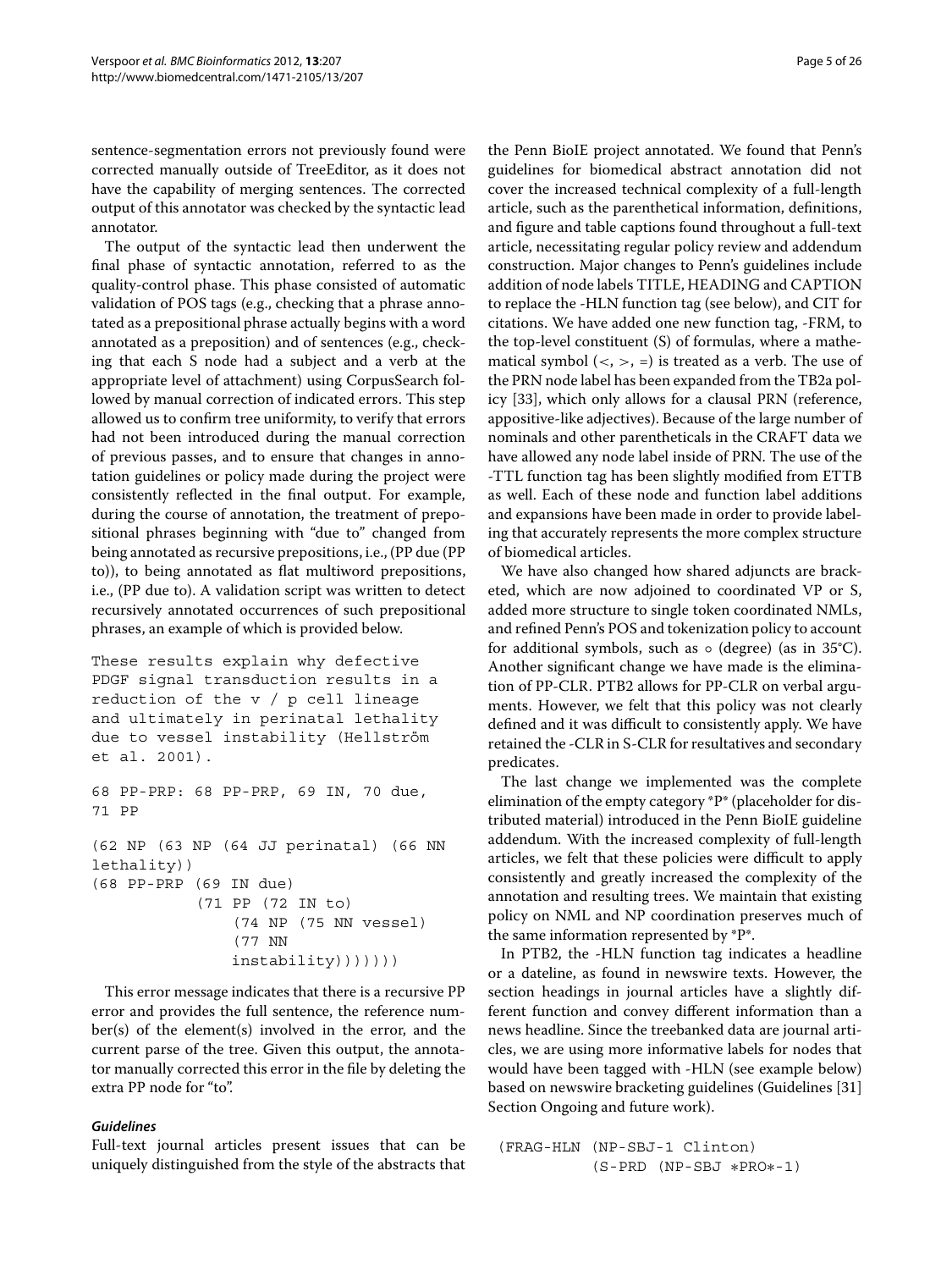sentence-segmentation errors not previously found were corrected manually outside of TreeEditor, as it does not have the capability of merging sentences. The corrected output of this annotator was checked by the syntactic lead annotator.

The output of the syntactic lead then underwent the final phase of syntactic annotation, referred to as the quality-control phase. This phase consisted of automatic validation of POS tags (e.g., checking that a phrase annotated as a prepositional phrase actually begins with a word annotated as a preposition) and of sentences (e.g., checking that each S node had a subject and a verb at the appropriate level of attachment) using CorpusSearch followed by manual correction of indicated errors. This step allowed us to confirm tree uniformity, to verify that errors had not been introduced during the manual correction of previous passes, and to ensure that changes in annotation guidelines or policy made during the project were consistently reflected in the final output. For example, during the course of annotation, the treatment of prepositional phrases beginning with "due to" changed from being annotated as recursive prepositions, i.e., (PP due (PP to)), to being annotated as flat multiword prepositions, i.e., (PP due to). A validation script was written to detect recursively annotated occurrences of such prepositional phrases, an example of which is provided below.

```
These results explain why defective
PDGF signal transduction results in a
reduction of the v / p cell lineage
and ultimately in perinatal lethality
due to vessel instability (Hellström
et al. 2001).

68 PP-PRP: 68 PP-PRP, 69 IN, 70 due,
71 PP

(62 NP (63 NP (64 JJ perinatal) (66 NN
lethality))
(68 PP-PRP (69 IN due)
           (71 PP (72 IN to)
               (74 NP (75 NN vessel)
               (77 NN
               instability)))))))
```

This error message indicates that there is a recursive PP error and provides the full sentence, the reference number(s) of the element(s) involved in the error, and the current parse of the tree. Given this output, the annotator manually corrected this error in the file by deleting the extra PP node for "to".

### *Guidelines*

Full-text journal articles present issues that can be uniquely distinguished from the style of the abstracts that the Penn BioIE project annotated. We found that Penn's guidelines for biomedical abstract annotation did not cover the increased technical complexity of a full-length article, such as the parenthetical information, definitions, and figure and table captions found throughout a full-text article, necessitating regular policy review and addendum construction. Major changes to Penn's guidelines include addition of node labels TITLE, HEADING and CAPTION to replace the -HLN function tag (see below), and CIT for citations. We have added one new function tag, -FRM, to the top-level constituent (S) of formulas, where a mathematical symbol (<, >, =) is treated as a verb. The use of the PRN node label has been expanded from the TB2a policy [33], which only allows for a clausal PRN (reference, appositive-like adjectives). Because of the large number of nominals and other parentheticals in the CRAFT data we have allowed any node label inside of PRN. The use of the -TTL function tag has been slightly modified from ETTB as well. Each of these node and function label additions and expansions have been made in order to provide labeling that accurately represents the more complex structure of biomedical articles.

We have also changed how shared adjuncts are bracketed, which are now adjoined to coordinated VP or S, added more structure to single token coordinated NMLs, and refined Penn's POS and tokenization policy to account for additional symbols, such as ∘ (degree) (as in 35°C). Another significant change we have made is the elimination of PP-CLR. PTB2 allows for PP-CLR on verbal arguments. However, we felt that this policy was not clearly defined and it was difficult to consistently apply. We have retained the -CLR in S-CLR for resultatives and secondary predicates.

The last change we implemented was the complete elimination of the empty category *P* (placeholder for distributed material) introduced in the Penn BioIE guideline addendum. With the increased complexity of full-length articles, we felt that these policies were difficult to apply consistently and greatly increased the complexity of the annotation and resulting trees. We maintain that existing policy on NML and NP coordination preserves much of the same information represented by *P*.

In PTB2, the -HLN function tag indicates a headline or a dateline, as found in newswire texts. However, the section headings in journal articles have a slightly different function and convey different information than a news headline. Since the treebanked data are journal articles, we are using more informative labels for nodes that would have been tagged with -HLN (see example below) based on newswire bracketing guidelines (Guidelines [31] Section Ongoing and future work).

```
(FRAG-HLN (NP-SBJ-1 Clinton)
          (S-PRD (NP-SBJ *PRO*-1)
```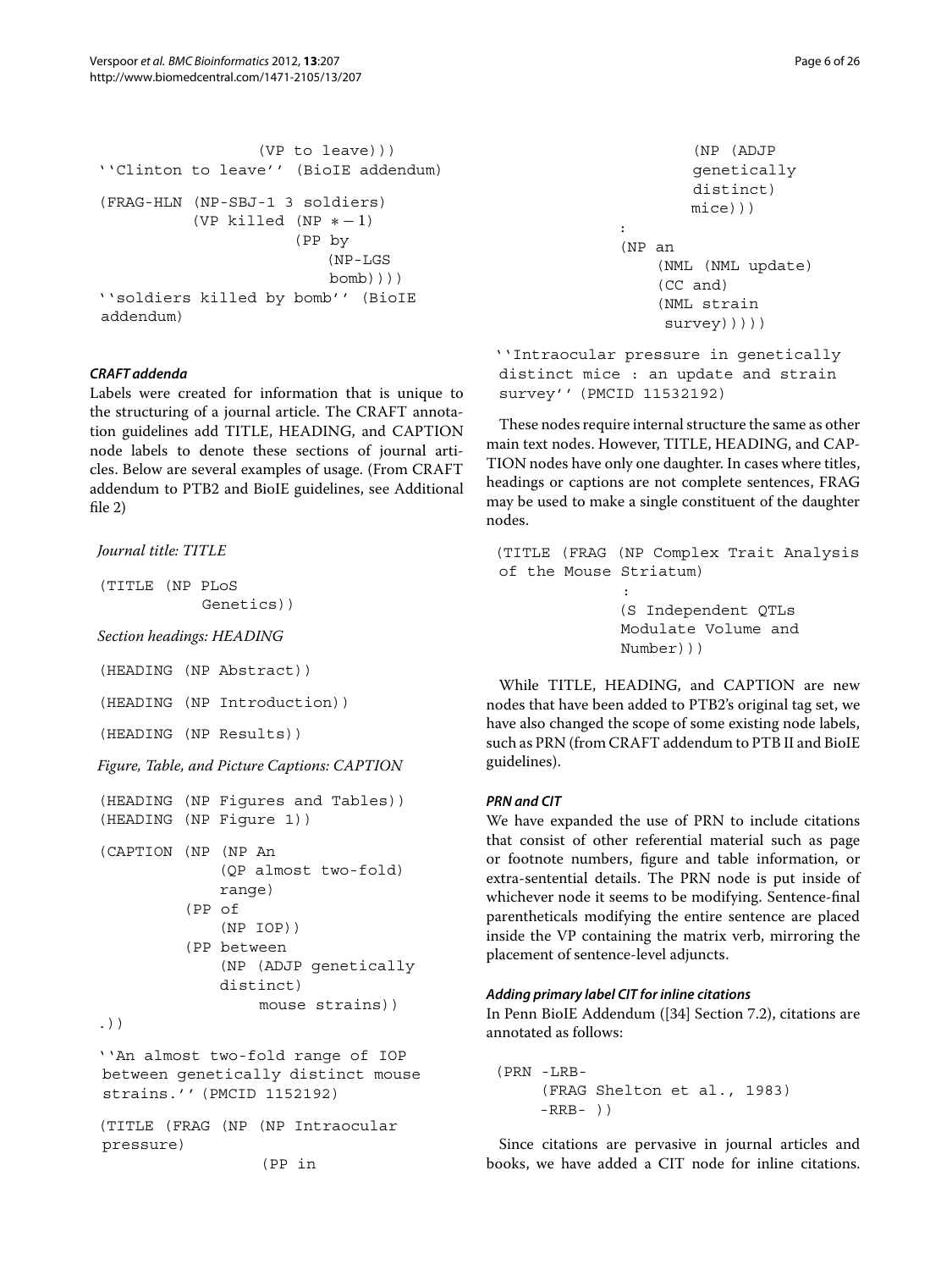```
                (VP to leave)))
''Clinton to leave'' (BioIE addendum)
```

```
(FRAG-HLN (NP-SBJ-1 3 soldiers)
          (VP killed (NP *-1)
                     (PP by
                         (NP-LGS
                          bomb))))
''soldiers killed by bomb'' (BioIE
addendum)
```

#### *CRAFT addenda*

Labels were created for information that is unique to the structuring of a journal article. The CRAFT annotation guidelines add TITLE, HEADING, and CAPTION node labels to denote these sections of journal articles. Below are several examples of usage. (From CRAFT addendum to PTB2 and BioIE guidelines, see Additional file 2)

*Journal title: TITLE*

```
(TITLE (NP PLoS
           Genetics))
```

*Section headings: HEADING*

```
(HEADING (NP Abstract))
```

```
(HEADING (NP Introduction))
```

```
(HEADING (NP Results))
```

*Figure, Table, and Picture Captions: CAPTION*

```
(HEADING (NP Figures and Tables))
(HEADING (NP Figure 1))
```

```
(CAPTION (NP (NP An
              (QP almost two-fold)
              range)
          (PP of
              (NP IOP))
          (PP between
              (NP (ADJP genetically
              distinct)
                  mouse strains))
.))
```

```
''An almost two-fold range of IOP
between genetically distinct mouse
strains.'' (PMCID 1152192)
```

```
(TITLE (FRAG (NP (NP Intraocular
pressure)
                (PP in
                    (NP (ADJP
                        genetically
                        distinct)
                       mice)))
             :
             (NP an
                 (NML (NML update)
                 (CC and)
                 (NML strain
                  survey)))))
```

```
''Intraocular pressure in genetically
distinct mice : an update and strain
survey'' (PMCID 11532192)
```

These nodes require internal structure the same as other main text nodes. However, TITLE, HEADING, and CAPTION nodes have only one daughter. In cases where titles, headings or captions are not complete sentences, FRAG may be used to make a single constituent of the daughter nodes.

```
(TITLE (FRAG (NP Complex Trait Analysis
of the Mouse Striatum)
             :
             (S Independent QTLs
             Modulate Volume and
             Number)))
```

While TITLE, HEADING, and CAPTION are new nodes that have been added to PTB2's original tag set, we have also changed the scope of some existing node labels, such as PRN (from CRAFT addendum to PTB II and BioIE guidelines).

#### *PRN and CIT*

We have expanded the use of PRN to include citations that consist of other referential material such as page or footnote numbers, figure and table information, or extra-sentential details. The PRN node is put inside of whichever node it seems to be modifying. Sentence-final parentheticals modifying the entire sentence are placed inside the VP containing the matrix verb, mirroring the placement of sentence-level adjuncts.

#### *Adding primary label CIT for inline citations*

In Penn BioIE Addendum ([34] Section 7.2), citations are annotated as follows:

```
(PRN -LRB-
     (FRAG Shelton et al., 1983)
     -RRB- ))
```

Since citations are pervasive in journal articles and books, we have added a CIT node for inline citations.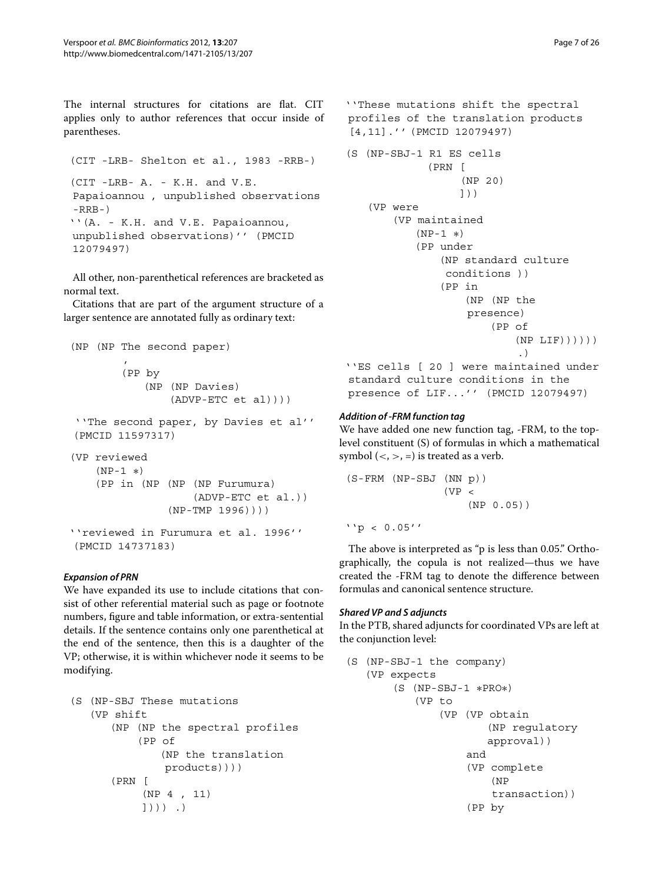The internal structures for citations are flat. CIT applies only to author references that occur inside of parentheses.

```
(CIT -LRB- Shelton et al., 1983 -RRB-)
```

```
(CIT -LRB- A. - K.H. and V.E.
Papaioannou , unpublished observations
-RRB-)
``(A. - K.H. and V.E. Papaioannou,
unpublished observations)'' (PMCID
12079497)
```

All other, non-parenthetical references are bracketed as normal text.

Citations that are part of the argument structure of a larger sentence are annotated fully as ordinary text:

```
(NP (NP The second paper)
        ,
        (PP by
            (NP (NP Davies)
                (ADVP-ETC et al))))

``The second paper, by Davies et al''
(PMCID 11597317)
```

```
(VP reviewed
    (NP-1 *)
    (PP in (NP (NP (NP Furumura)
                   (ADVP-ETC et al.))
               (NP-TMP 1996))))

``reviewed in Furumura et al. 1996''
(PMCID 14737183)
```

#### *Expansion of PRN*

We have expanded its use to include citations that consist of other referential material such as page or footnote numbers, figure and table information, or extra-sentential details. If the sentence contains only one parenthetical at the end of the sentence, then this is a daughter of the VP; otherwise, it is within whichever node it seems to be modifying.

```
(S (NP-SBJ These mutations
   (VP shift
      (NP (NP the spectral profiles
          (PP of
             (NP the translation
              products))))
      (PRN [
          (NP 4 , 11)
          ])))) .)
```

```
``These mutations shift the spectral
profiles of the translation products
[4,11].'' (PMCID 12079497)
```

```
(S (NP-SBJ-1 R1 ES cells
           (PRN [
                (NP 20)
                ]))
   (VP were
       (VP maintained
           (NP-1 *)
           (PP under
               (NP standard culture
                conditions ))
               (PP in
                   (NP (NP the
                   presence)
                       (PP of
                           (NP LIF))))))
                           .)
``ES cells [ 20 ] were maintained under
standard culture conditions in the
presence of LIF...'' (PMCID 12079497)
```

#### *Addition of -FRM function tag*

We have added one new function tag, -FRM, to the top-level constituent (S) of formulas in which a mathematical symbol (<, >, =) is treated as a verb.

```
(S-FRM (NP-SBJ (NN p))
             (VP <
                 (NP 0.05))

``p < 0.05''
```

The above is interpreted as "p is less than 0.05." Orthographically, the copula is not realized—thus we have created the -FRM tag to denote the difference between formulas and canonical sentence structure.

#### *Shared VP and S adjuncts*

In the PTB, shared adjuncts for coordinated VPs are left at the conjunction level:

```
(S (NP-SBJ-1 the company)
   (VP expects
       (S (NP-SBJ-1 *PRO*)
          (VP to
              (VP (VP obtain
                      (NP regulatory
                      approval))
                  and
                  (VP complete
                      (NP
                      transaction))
                  (PP by
```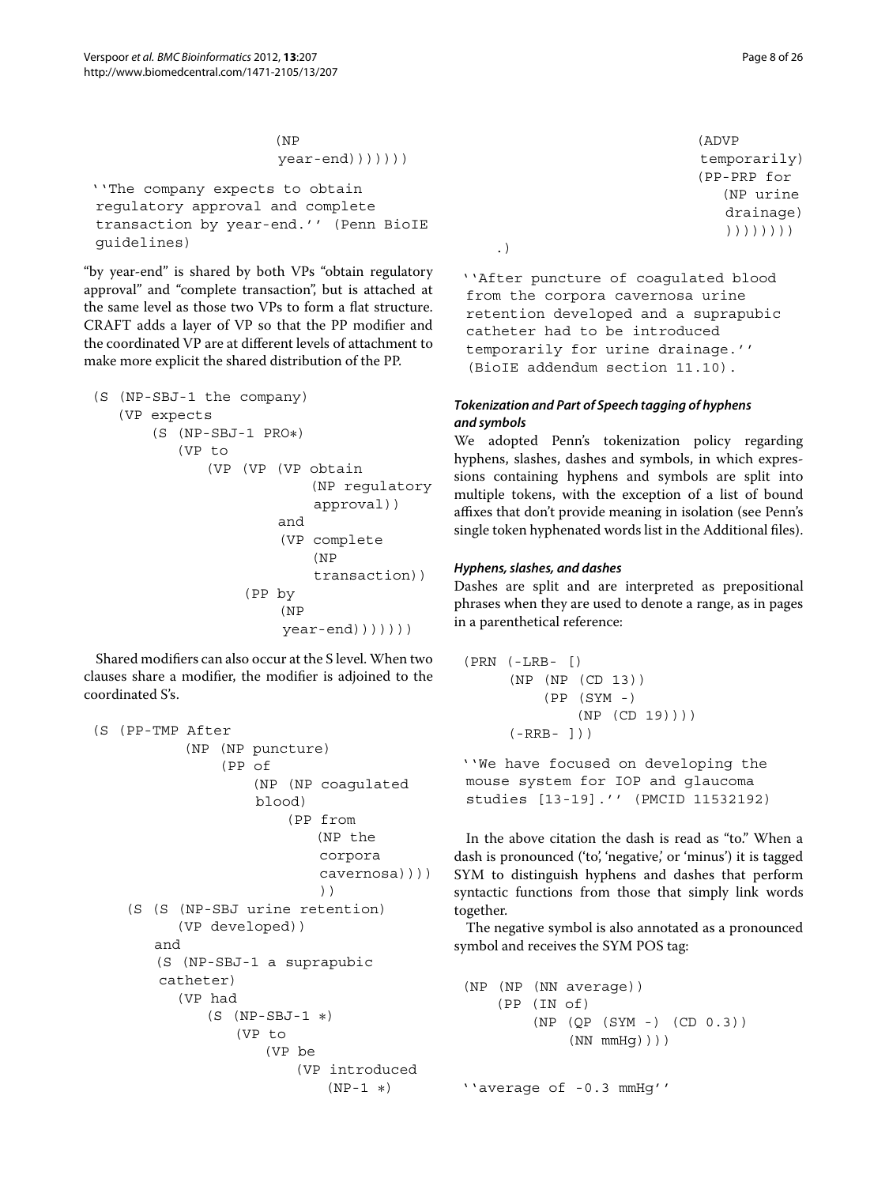```
                        (NP
                         year-end)))))))
```

```
''The company expects to obtain
regulatory approval and complete
transaction by year-end.'' (Penn BioIE
guidelines)
```

"by year-end" is shared by both VPs "obtain regulatory approval" and "complete transaction", but is attached at the same level as those two VPs to form a flat structure. CRAFT adds a layer of VP so that the PP modifier and the coordinated VP are at different levels of attachment to make more explicit the shared distribution of the PP.

```
(S (NP-SBJ-1 the company)
   (VP expects
       (S (NP-SBJ-1 PRO*)
          (VP to
              (VP (VP (VP obtain
                          (NP regulatory
                          approval))
                      and
                      (VP complete
                          (NP
                          transaction))
                  (PP by
                      (NP
                       year-end)))))))
```

Shared modifiers can also occur at the S level. When two clauses share a modifier, the modifier is adjoined to the coordinated S's.

```
(S (PP-TMP After
           (NP (NP puncture)
               (PP of
                   (NP (NP coagulated
                   blood)
                       (PP from
                           (NP the
                           corpora
                           cavernosa))))
                           ))
    (S (S (NP-SBJ urine retention)
          (VP developed))
       and
       (S (NP-SBJ-1 a suprapubic
       catheter)
          (VP had
              (S (NP-SBJ-1 *)
                 (VP to
                     (VP be
                         (VP introduced
                             (NP-1 *)
                             (ADVP
                             temporarily)
                             (PP-PRP for
                                (NP urine
                                drainage)
                                ))))))))
    .)
```

```
''After puncture of coagulated blood
from the corpora cavernosa urine
retention developed and a suprapubic
catheter had to be introduced
temporarily for urine drainage.''
(BioIE addendum section 11.10).
```

### *Tokenization and Part of Speech tagging of hyphens and symbols*

We adopted Penn's tokenization policy regarding hyphens, slashes, dashes and symbols, in which expressions containing hyphens and symbols are split into multiple tokens, with the exception of a list of bound affixes that don't provide meaning in isolation (see Penn's single token hyphenated words list in the Additional files).

### *Hyphens, slashes, and dashes*

Dashes are split and are interpreted as prepositional phrases when they are used to denote a range, as in pages in a parenthetical reference:

```
(PRN (-LRB- [)
     (NP (NP (CD 13))
         (PP (SYM -)
             (NP (CD 19))))
     (-RRB- ]))
```

```
''We have focused on developing the
mouse system for IOP and glaucoma
studies [13-19].'' (PMCID 11532192)
```

In the above citation the dash is read as "to." When a dash is pronounced ('to', 'negative,' or 'minus') it is tagged SYM to distinguish hyphens and dashes that perform syntactic functions from those that simply link words together.

The negative symbol is also annotated as a pronounced symbol and receives the SYM POS tag:

```
(NP (NP (NN average))
    (PP (IN of)
        (NP (QP (SYM -) (CD 0.3))
            (NN mmHg))))
```

```
''average of -0.3 mmHg''
```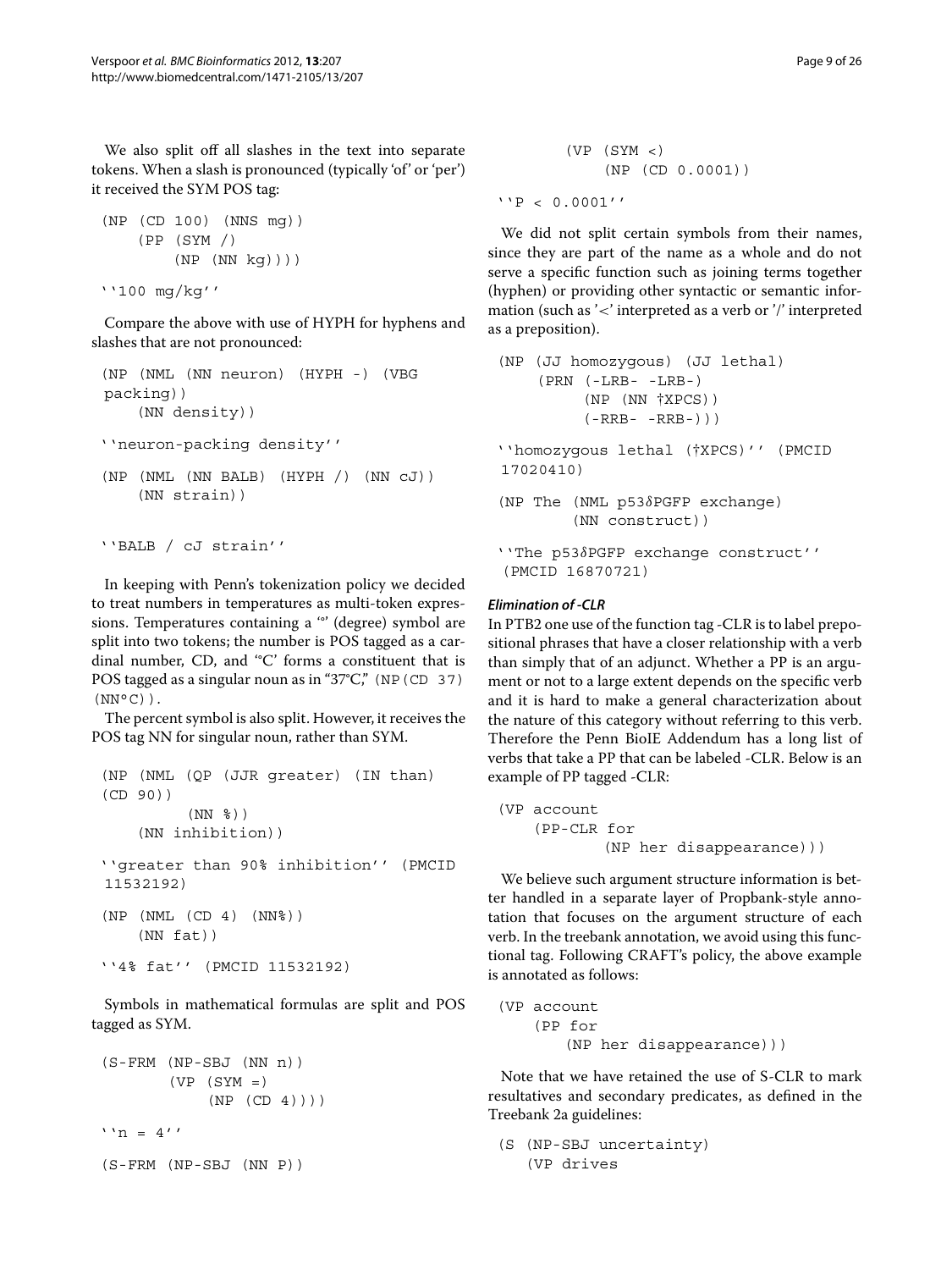We also split off all slashes in the text into separate tokens. When a slash is pronounced (typically 'of' or 'per') it received the SYM POS tag:

```
(NP (CD 100) (NNS mg))
    (PP (SYM /)
        (NP (NN kg))))
```

```
''100 mg/kg''
```

Compare the above with use of HYPH for hyphens and slashes that are not pronounced:

```
(NP (NML (NN neuron) (HYPH -) (VBG
packing))
    (NN density))
```

```
''neuron-packing density''
```

```
(NP (NML (NN BALB) (HYPH /) (NN cJ))
    (NN strain))
```

```
''BALB / cJ strain''
```

In keeping with Penn's tokenization policy we decided to treat numbers in temperatures as multi-token expressions. Temperatures containing a '°' (degree) symbol are split into two tokens; the number is POS tagged as a cardinal number, CD, and '°C' forms a constituent that is POS tagged as a singular noun as in "37°C," `(NP(CD 37) (NN°C))`.

The percent symbol is also split. However, it receives the POS tag NN for singular noun, rather than SYM.

```
(NP (NML (QP (JJR greater) (IN than)
(CD 90))
         (NN %))
    (NN inhibition))
```

```
''greater than 90% inhibition'' (PMCID
11532192)
```

```
(NP (NML (CD 4) (NN%))
    (NN fat))
```

```
''4% fat'' (PMCID 11532192)
```

Symbols in mathematical formulas are split and POS tagged as SYM.

```
(S-FRM (NP-SBJ (NN n))
       (VP (SYM =)
           (NP (CD 4))))
```

```
''n = 4''
```

```
(S-FRM (NP-SBJ (NN P))
       (VP (SYM <)
           (NP (CD 0.0001))
```

```
''P < 0.0001''
```

We did not split certain symbols from their names, since they are part of the name as a whole and do not serve a specific function such as joining terms together (hyphen) or providing other syntactic or semantic information (such as '<' interpreted as a verb or '/' interpreted as a preposition).

```
(NP (JJ homozygous) (JJ lethal)
    (PRN (-LRB- -LRB-)
         (NP (NN †XPCS))
         (-RRB- -RRB-)))
```

```
''homozygous lethal (†XPCS)'' (PMCID
17020410)
```

```
(NP The (NML p53δPGFP exchange)
        (NN construct))
```

```
''The p53δPGFP exchange construct''
(PMCID 16870721)
```

#### *Elimination of -CLR*

In PTB2 one use of the function tag -CLR is to label prepositional phrases that have a closer relationship with a verb than simply that of an adjunct. Whether a PP is an argument or not to a large extent depends on the specific verb and it is hard to make a general characterization about the nature of this category without referring to this verb. Therefore the Penn BioIE Addendum has a long list of verbs that take a PP that can be labeled -CLR. Below is an example of PP tagged -CLR:

```
(VP account
    (PP-CLR for
            (NP her disappearance)))
```

We believe such argument structure information is better handled in a separate layer of Propbank-style annotation that focuses on the argument structure of each verb. In the treebank annotation, we avoid using this functional tag. Following CRAFT's policy, the above example is annotated as follows:

```
(VP account
    (PP for
        (NP her disappearance)))
```

Note that we have retained the use of S-CLR to mark resultatives and secondary predicates, as defined in the Treebank 2a guidelines:

```
(S (NP-SBJ uncertainty)
   (VP drives
```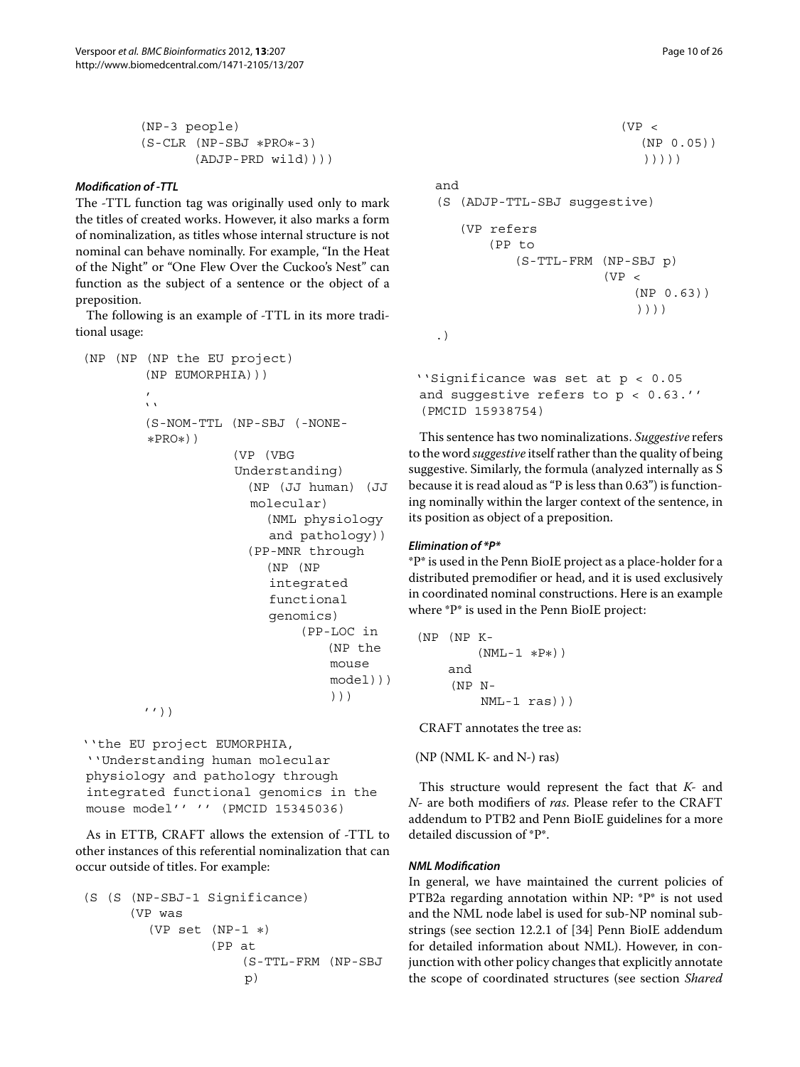```
        (NP-3 people)
        (S-CLR (NP-SBJ *PRO*-3)
               (ADJP-PRD wild))))
```

#### Modification of -TTL

The -TTL function tag was originally used only to mark the titles of created works. However, it also marks a form of nominalization, as titles whose internal structure is not nominal can behave nominally. For example, "In the Heat of the Night" or "One Flew Over the Cuckoo's Nest" can function as the subject of a sentence or the object of a preposition.

The following is an example of -TTL in its more traditional usage:

```
(NP (NP (NP the EU project)
        (NP EUMORPHIA)))
        ,
        ``
        (S-NOM-TTL (NP-SBJ (-NONE-
        *PRO*))
                   (VP (VBG
                   Understanding)
                     (NP (JJ human) (JJ
                     molecular)
                        (NML physiology
                        and pathology))
                     (PP-MNR through
                        (NP (NP
                        integrated
                        functional
                        genomics)
                            (PP-LOC in
                               (NP the
                               mouse
                               model)))
                               )))
        ''))
```

``the EU project EUMORPHIA, ``Understanding human molecular physiology and pathology through integrated functional genomics in the mouse model'' '' (PMCID 15345036)

As in ETTB, CRAFT allows the extension of -TTL to other instances of this referential nominalization that can occur outside of titles. For example:

```
(S (S (NP-SBJ-1 Significance)
      (VP was
       (VP set (NP-1 *)
               (PP at
                   (S-TTL-FRM (NP-SBJ
                   p)
                              (VP <
                                 (NP 0.05))
                                 )))))
   and
   (S (ADJP-TTL-SBJ suggestive)
      (VP refers
          (PP to
              (S-TTL-FRM (NP-SBJ p)
                         (VP <
                             (NP 0.63))
                             ))))
   .)
```

``Significance was set at p < 0.05 and suggestive refers to p < 0.63.'' (PMCID 15938754)

This sentence has two nominalizations. *Suggestive* refers to the word *suggestive* itself rather than the quality of being suggestive. Similarly, the formula (analyzed internally as S because it is read aloud as "P is less than 0.63") is functioning nominally within the larger context of the sentence, in its position as object of a preposition.

#### Elimination of *P*

*P* is used in the Penn BioIE project as a place-holder for a distributed premodifier or head, and it is used exclusively in coordinated nominal constructions. Here is an example where *P* is used in the Penn BioIE project:

```
(NP (NP K-
        (NML-1 *P*))
     and
     (NP N-
        NML-1 ras)))
```

CRAFT annotates the tree as:

(NP (NML K- and N-) ras)

This structure would represent the fact that *K-* and *N-* are both modifiers of *ras*. Please refer to the CRAFT addendum to PTB2 and Penn BioIE guidelines for a more detailed discussion of *P*.

#### NML Modification

In general, we have maintained the current policies of PTB2a regarding annotation within NP: *P* is not used and the NML node label is used for sub-NP nominal substrings (see section 12.2.1 of [34] Penn BioIE addendum for detailed information about NML). However, in conjunction with other policy changes that explicitly annotate the scope of coordinated structures (see section *Shared*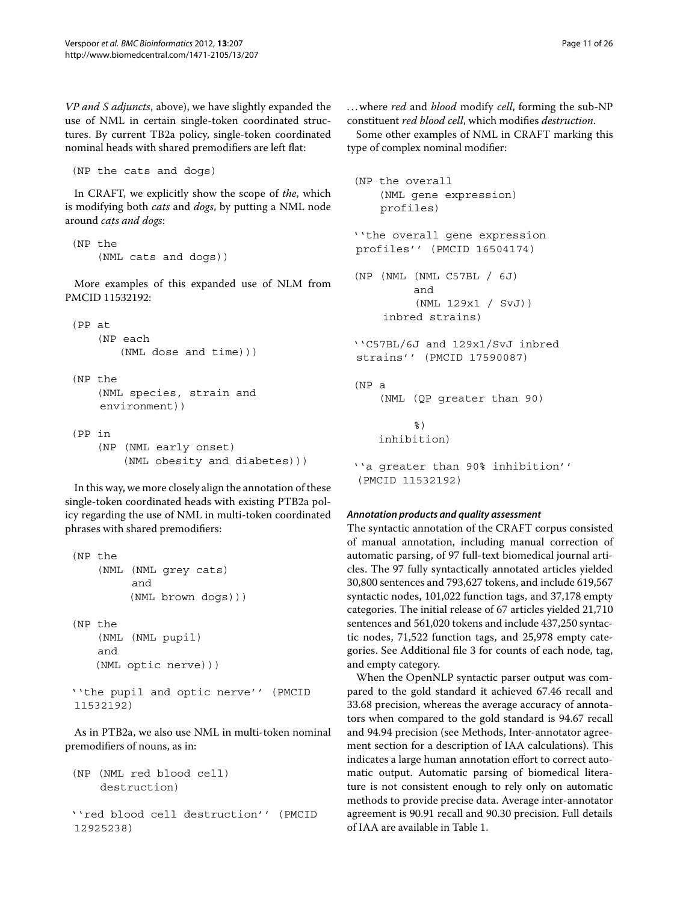*VP and S adjuncts*, above), we have slightly expanded the use of NML in certain single-token coordinated structures. By current TB2a policy, single-token coordinated nominal heads with shared premodifiers are left flat:

```
(NP the cats and dogs)
```

In CRAFT, we explicitly show the scope of *the*, which is modifying both *cats* and *dogs*, by putting a NML node around *cats and dogs*:

```
(NP the
    (NML cats and dogs))
```

More examples of this expanded use of NLM from PMCID 11532192:

```
(PP at
    (NP each
       (NML dose and time)))

(NP the
    (NML species, strain and
    environment))

(PP in
    (NP (NML early onset)
        (NML obesity and diabetes)))
```

In this way, we more closely align the annotation of these single-token coordinated heads with existing PTB2a policy regarding the use of NML in multi-token coordinated phrases with shared premodifiers:

```
(NP the
    (NML (NML grey cats)
         and
         (NML brown dogs)))

(NP the
    (NML (NML pupil)
    and
    (NML optic nerve)))

''the pupil and optic nerve'' (PMCID
11532192)
```

As in PTB2a, we also use NML in multi-token nominal premodifiers of nouns, as in:

```
(NP (NML red blood cell)
    destruction)

''red blood cell destruction'' (PMCID
12925238)
```

...where *red* and *blood* modify *cell*, forming the sub-NP constituent *red blood cell*, which modifies *destruction*.

Some other examples of NML in CRAFT marking this type of complex nominal modifier:

```
(NP the overall
    (NML gene expression)
    profiles)

''the overall gene expression
profiles'' (PMCID 16504174)

(NP (NML (NML C57BL / 6J)
         and
         (NML 129x1 / SvJ))
    inbred strains)

''C57BL/6J and 129x1/SvJ inbred
strains'' (PMCID 17590087)

(NP a
    (NML (QP greater than 90)

         %)
    inhibition)

''a greater than 90% inhibition''
(PMCID 11532192)
```

#### *Annotation products and quality assessment*

The syntactic annotation of the CRAFT corpus consisted of manual annotation, including manual correction of automatic parsing, of 97 full-text biomedical journal articles. The 97 fully syntactically annotated articles yielded 30,800 sentences and 793,627 tokens, and include 619,567 syntactic nodes, 101,022 function tags, and 37,178 empty categories. The initial release of 67 articles yielded 21,710 sentences and 561,020 tokens and include 437,250 syntactic nodes, 71,522 function tags, and 25,978 empty categories. See Additional file 3 for counts of each node, tag, and empty category.

When the OpenNLP syntactic parser output was compared to the gold standard it achieved 67.46 recall and 33.68 precision, whereas the average accuracy of annotators when compared to the gold standard is 94.67 recall and 94.94 precision (see Methods, Inter-annotator agreement section for a description of IAA calculations). This indicates a large human annotation effort to correct automatic output. Automatic parsing of biomedical literature is not consistent enough to rely only on automatic methods to provide precise data. Average inter-annotator agreement is 90.91 recall and 90.30 precision. Full details of IAA are available in Table 1.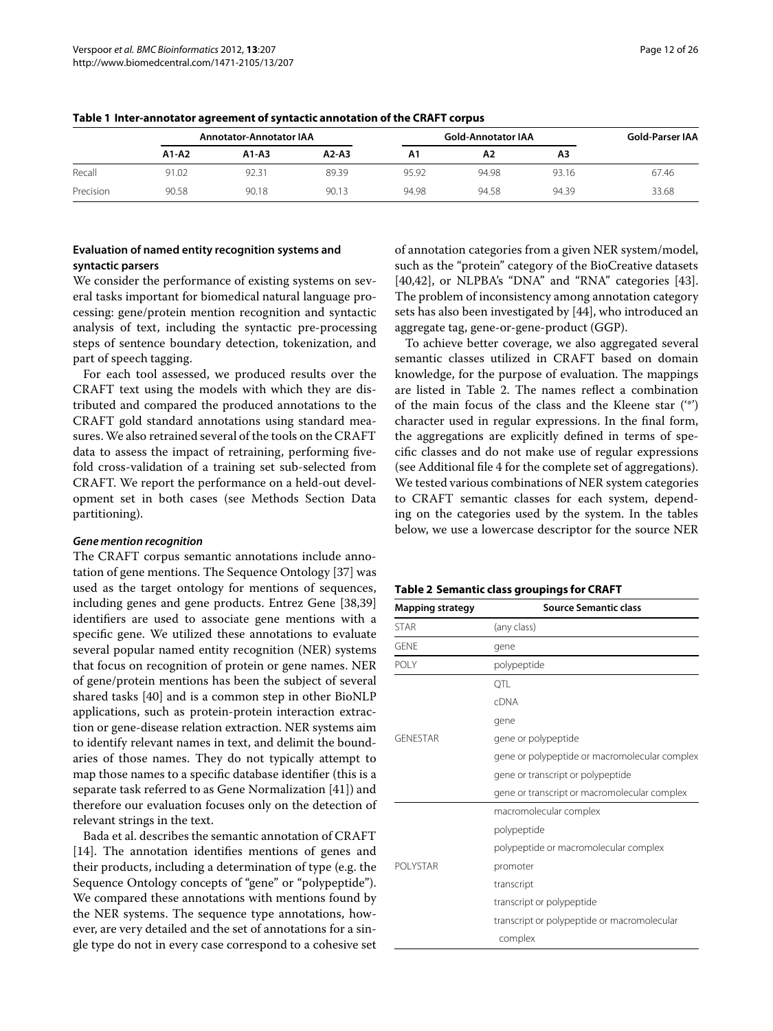**Table 1 Inter-annotator agreement of syntactic annotation of the CRAFT corpus**

| | Annotator-Annotator IAA | | | Gold-Annotator IAA | | | Gold-Parser IAA |
|---|---|---|---|---|---|---|---|
| | A1-A2 | A1-A3 | A2-A3 | A1 | A2 | A3 | |
| Recall | 91.02 | 92.31 | 89.39 | 95.92 | 94.98 | 93.16 | 67.46 |
| Precision | 90.58 | 90.18 | 90.13 | 94.98 | 94.58 | 94.39 | 33.68 |

### Evaluation of named entity recognition systems and syntactic parsers

We consider the performance of existing systems on several tasks important for biomedical natural language processing: gene/protein mention recognition and syntactic analysis of text, including the syntactic pre-processing steps of sentence boundary detection, tokenization, and part of speech tagging.

For each tool assessed, we produced results over the CRAFT text using the models with which they are distributed and compared the produced annotations to the CRAFT gold standard annotations using standard measures. We also retrained several of the tools on the CRAFT data to assess the impact of retraining, performing five-fold cross-validation of a training set sub-selected from CRAFT. We report the performance on a held-out development set in both cases (see Methods Section Data partitioning).

#### *Gene mention recognition*

The CRAFT corpus semantic annotations include annotation of gene mentions. The Sequence Ontology [37] was used as the target ontology for mentions of sequences, including genes and gene products. Entrez Gene [38,39] identifiers are used to associate gene mentions with a specific gene. We utilized these annotations to evaluate several popular named entity recognition (NER) systems that focus on recognition of protein or gene names. NER of gene/protein mentions has been the subject of several shared tasks [40] and is a common step in other BioNLP applications, such as protein-protein interaction extraction or gene-disease relation extraction. NER systems aim to identify relevant names in text, and delimit the boundaries of those names. They do not typically attempt to map those names to a specific database identifier (this is a separate task referred to as Gene Normalization [41]) and therefore our evaluation focuses only on the detection of relevant strings in the text.

Bada et al. describes the semantic annotation of CRAFT [14]. The annotation identifies mentions of genes and their products, including a determination of type (e.g. the Sequence Ontology concepts of "gene" or "polypeptide"). We compared these annotations with mentions found by the NER systems. The sequence type annotations, however, are very detailed and the set of annotations for a single type do not in every case correspond to a cohesive set of annotation categories from a given NER system/model, such as the "protein" category of the BioCreative datasets [40,42], or NLPBA's "DNA" and "RNA" categories [43]. The problem of inconsistency among annotation category sets has also been investigated by [44], who introduced an aggregate tag, gene-or-gene-product (GGP).

To achieve better coverage, we also aggregated several semantic classes utilized in CRAFT based on domain knowledge, for the purpose of evaluation. The mappings are listed in Table 2. The names reflect a combination of the main focus of the class and the Kleene star ('*') character used in regular expressions. In the final form, the aggregations are explicitly defined in terms of specific classes and do not make use of regular expressions (see Additional file 4 for the complete set of aggregations). We tested various combinations of NER system categories to CRAFT semantic classes for each system, depending on the categories used by the system. In the tables below, we use a lowercase descriptor for the source NER

**Table 2 Semantic class groupings for CRAFT**

| Mapping strategy | Source Semantic class |
|---|---|
| STAR | (any class) |
| GENE | gene |
| POLY | polypeptide |
| GENESTAR | QTL |
| | cDNA |
| | gene |
| | gene or polypeptide |
| | gene or polypeptide or macromolecular complex |
| | gene or transcript or polypeptide |
| | gene or transcript or macromolecular complex |
| POLYSTAR | macromolecular complex |
| | polypeptide |
| | polypeptide or macromolecular complex |
| | promoter |
| | transcript |
| | transcript or polypeptide |
| | transcript or polypeptide or macromolecular complex |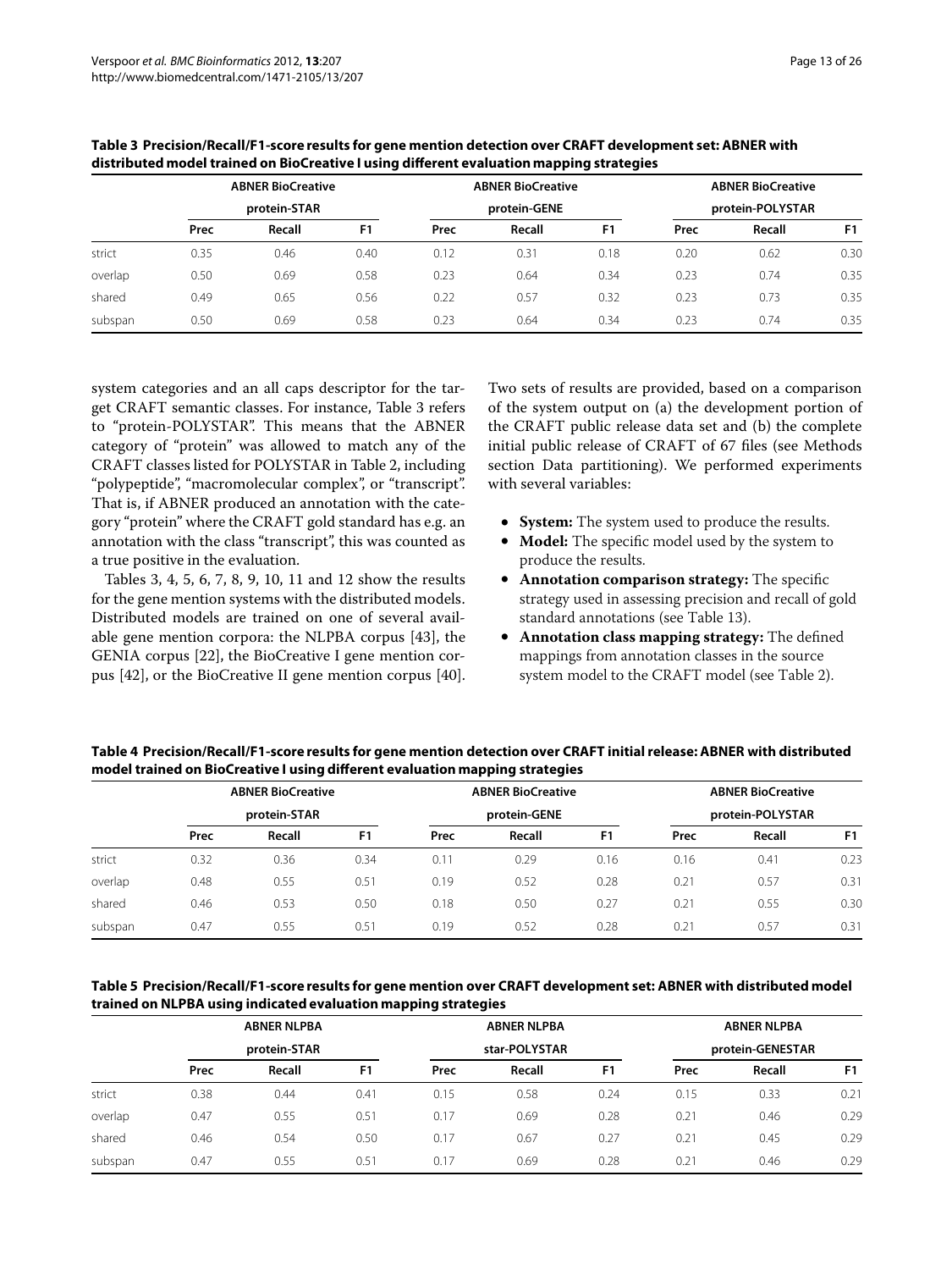**Table 3 Precision/Recall/F1-score results for gene mention detection over CRAFT development set: ABNER with distributed model trained on BioCreative I using different evaluation mapping strategies**

| | ABNER BioCreative protein-STAR | | | ABNER BioCreative protein-GENE | | | ABNER BioCreative protein-POLYSTAR | | |
|---|---|---|---|---|---|---|---|---|---|
| | Prec | Recall | F1 | Prec | Recall | F1 | Prec | Recall | F1 |
| strict | 0.35 | 0.46 | 0.40 | 0.12 | 0.31 | 0.18 | 0.20 | 0.62 | 0.30 |
| overlap | 0.50 | 0.69 | 0.58 | 0.23 | 0.64 | 0.34 | 0.23 | 0.74 | 0.35 |
| shared | 0.49 | 0.65 | 0.56 | 0.22 | 0.57 | 0.32 | 0.23 | 0.73 | 0.35 |
| subspan | 0.50 | 0.69 | 0.58 | 0.23 | 0.64 | 0.34 | 0.23 | 0.74 | 0.35 |

system categories and an all caps descriptor for the target CRAFT semantic classes. For instance, Table 3 refers to "protein-POLYSTAR". This means that the ABNER category of "protein" was allowed to match any of the CRAFT classes listed for POLYSTAR in Table 2, including "polypeptide", "macromolecular complex", or "transcript". That is, if ABNER produced an annotation with the category "protein" where the CRAFT gold standard has e.g. an annotation with the class "transcript", this was counted as a true positive in the evaluation.

Tables 3, 4, 5, 6, 7, 8, 9, 10, 11 and 12 show the results for the gene mention systems with the distributed models. Distributed models are trained on one of several available gene mention corpora: the NLPBA corpus [43], the GENIA corpus [22], the BioCreative I gene mention corpus [42], or the BioCreative II gene mention corpus [40].

Two sets of results are provided, based on a comparison of the system output on (a) the development portion of the CRAFT public release data set and (b) the complete initial public release of CRAFT of 67 files (see Methods section Data partitioning). We performed experiments with several variables:

- **System:** The system used to produce the results.
- **Model:** The specific model used by the system to produce the results.
- **Annotation comparison strategy:** The specific strategy used in assessing precision and recall of gold standard annotations (see Table 13).
- **Annotation class mapping strategy:** The defined mappings from annotation classes in the source system model to the CRAFT model (see Table 2).

**Table 4 Precision/Recall/F1-score results for gene mention detection over CRAFT initial release: ABNER with distributed model trained on BioCreative I using different evaluation mapping strategies**

| | ABNER BioCreative protein-STAR | | | ABNER BioCreative protein-GENE | | | ABNER BioCreative protein-POLYSTAR | | |
|---|---|---|---|---|---|---|---|---|---|
| | Prec | Recall | F1 | Prec | Recall | F1 | Prec | Recall | F1 |
| strict | 0.32 | 0.36 | 0.34 | 0.11 | 0.29 | 0.16 | 0.16 | 0.41 | 0.23 |
| overlap | 0.48 | 0.55 | 0.51 | 0.19 | 0.52 | 0.28 | 0.21 | 0.57 | 0.31 |
| shared | 0.46 | 0.53 | 0.50 | 0.18 | 0.50 | 0.27 | 0.21 | 0.55 | 0.30 |
| subspan | 0.47 | 0.55 | 0.51 | 0.19 | 0.52 | 0.28 | 0.21 | 0.57 | 0.31 |

**Table 5 Precision/Recall/F1-score results for gene mention over CRAFT development set: ABNER with distributed model trained on NLPBA using indicated evaluation mapping strategies**

| | ABNER NLPBA protein-STAR | | | ABNER NLPBA star-POLYSTAR | | | ABNER NLPBA protein-GENESTAR | | |
|---|---|---|---|---|---|---|---|---|---|
| | Prec | Recall | F1 | Prec | Recall | F1 | Prec | Recall | F1 |
| strict | 0.38 | 0.44 | 0.41 | 0.15 | 0.58 | 0.24 | 0.15 | 0.33 | 0.21 |
| overlap | 0.47 | 0.55 | 0.51 | 0.17 | 0.69 | 0.28 | 0.21 | 0.46 | 0.29 |
| shared | 0.46 | 0.54 | 0.50 | 0.17 | 0.67 | 0.27 | 0.21 | 0.45 | 0.29 |
| subspan | 0.47 | 0.55 | 0.51 | 0.17 | 0.69 | 0.28 | 0.21 | 0.46 | 0.29 |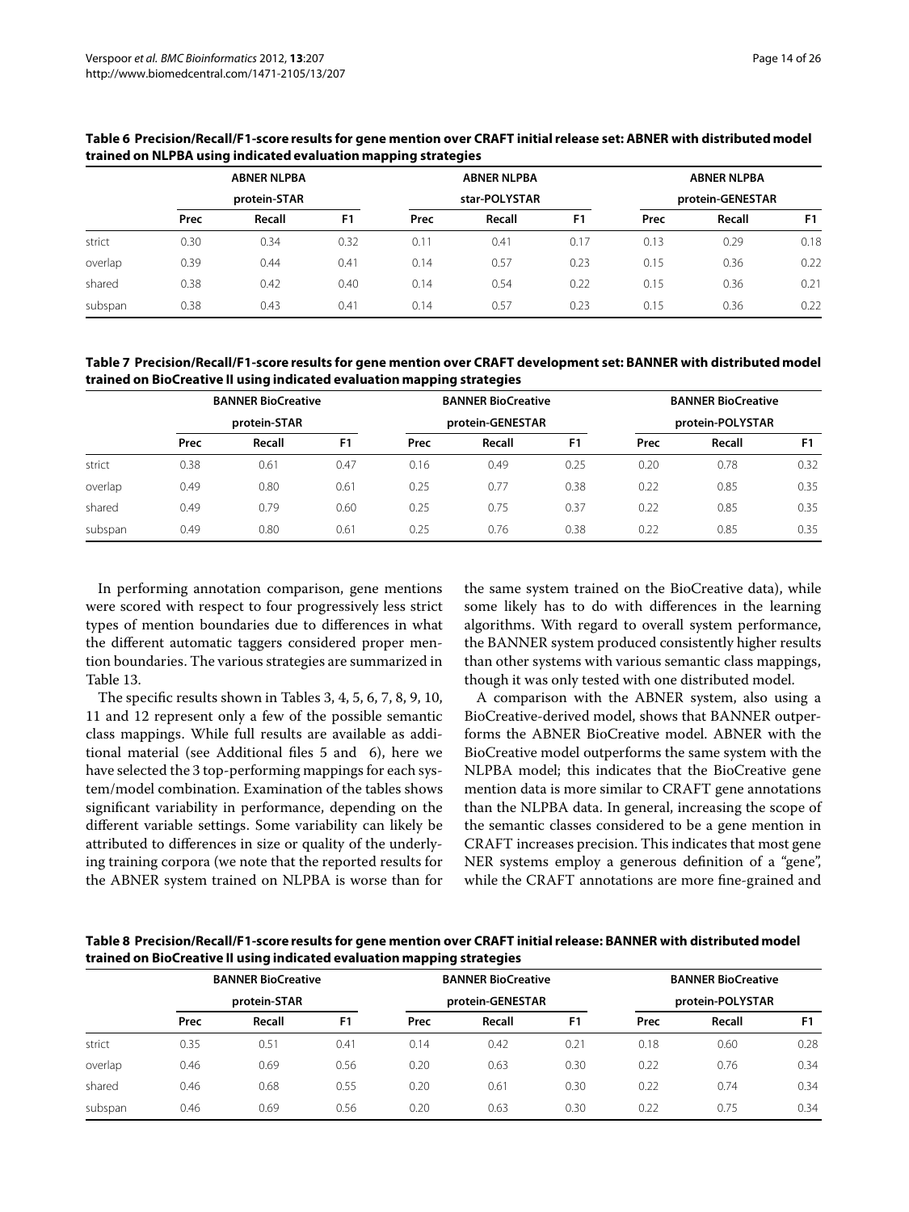**Table 6 Precision/Recall/F1-score results for gene mention over CRAFT initial release set: ABNER with distributed model trained on NLPBA using indicated evaluation mapping strategies**

| | ABNER NLPBA protein-STAR | | | ABNER NLPBA star-POLYSTAR | | | ABNER NLPBA protein-GENESTAR | | |
|---|---|---|---|---|---|---|---|---|---|
| | Prec | Recall | F1 | Prec | Recall | F1 | Prec | Recall | F1 |
| strict | 0.30 | 0.34 | 0.32 | 0.11 | 0.41 | 0.17 | 0.13 | 0.29 | 0.18 |
| overlap | 0.39 | 0.44 | 0.41 | 0.14 | 0.57 | 0.23 | 0.15 | 0.36 | 0.22 |
| shared | 0.38 | 0.42 | 0.40 | 0.14 | 0.54 | 0.22 | 0.15 | 0.36 | 0.21 |
| subspan | 0.38 | 0.43 | 0.41 | 0.14 | 0.57 | 0.23 | 0.15 | 0.36 | 0.22 |

**Table 7 Precision/Recall/F1-score results for gene mention over CRAFT development set: BANNER with distributed model trained on BioCreative II using indicated evaluation mapping strategies**

| | BANNER BioCreative protein-STAR | | | BANNER BioCreative protein-GENESTAR | | | BANNER BioCreative protein-POLYSTAR | | |
|---|---|---|---|---|---|---|---|---|---|
| | Prec | Recall | F1 | Prec | Recall | F1 | Prec | Recall | F1 |
| strict | 0.38 | 0.61 | 0.47 | 0.16 | 0.49 | 0.25 | 0.20 | 0.78 | 0.32 |
| overlap | 0.49 | 0.80 | 0.61 | 0.25 | 0.77 | 0.38 | 0.22 | 0.85 | 0.35 |
| shared | 0.49 | 0.79 | 0.60 | 0.25 | 0.75 | 0.37 | 0.22 | 0.85 | 0.35 |
| subspan | 0.49 | 0.80 | 0.61 | 0.25 | 0.76 | 0.38 | 0.22 | 0.85 | 0.35 |

In performing annotation comparison, gene mentions were scored with respect to four progressively less strict types of mention boundaries due to differences in what the different automatic taggers considered proper mention boundaries. The various strategies are summarized in Table 13.

The specific results shown in Tables 3, 4, 5, 6, 7, 8, 9, 10, 11 and 12 represent only a few of the possible semantic class mappings. While full results are available as additional material (see Additional files 5 and 6), here we have selected the 3 top-performing mappings for each system/model combination. Examination of the tables shows significant variability in performance, depending on the different variable settings. Some variability can likely be attributed to differences in size or quality of the underlying training corpora (we note that the reported results for the ABNER system trained on NLPBA is worse than for the same system trained on the BioCreative data), while some likely has to do with differences in the learning algorithms. With regard to overall system performance, the BANNER system produced consistently higher results than other systems with various semantic class mappings, though it was only tested with one distributed model.

A comparison with the ABNER system, also using a BioCreative-derived model, shows that BANNER outperforms the ABNER BioCreative model. ABNER with the BioCreative model outperforms the same system with the NLPBA model; this indicates that the BioCreative gene mention data is more similar to CRAFT gene annotations than the NLPBA data. In general, increasing the scope of the semantic classes considered to be a gene mention in CRAFT increases precision. This indicates that most gene NER systems employ a generous definition of a "gene", while the CRAFT annotations are more fine-grained and

**Table 8 Precision/Recall/F1-score results for gene mention over CRAFT initial release: BANNER with distributed model trained on BioCreative II using indicated evaluation mapping strategies**

| | BANNER BioCreative protein-STAR | | | BANNER BioCreative protein-GENESTAR | | | BANNER BioCreative protein-POLYSTAR | | |
|---|---|---|---|---|---|---|---|---|---|
| | Prec | Recall | F1 | Prec | Recall | F1 | Prec | Recall | F1 |
| strict | 0.35 | 0.51 | 0.41 | 0.14 | 0.42 | 0.21 | 0.18 | 0.60 | 0.28 |
| overlap | 0.46 | 0.69 | 0.56 | 0.20 | 0.63 | 0.30 | 0.22 | 0.76 | 0.34 |
| shared | 0.46 | 0.68 | 0.55 | 0.20 | 0.61 | 0.30 | 0.22 | 0.74 | 0.34 |
| subspan | 0.46 | 0.69 | 0.56 | 0.20 | 0.63 | 0.30 | 0.22 | 0.75 | 0.34 |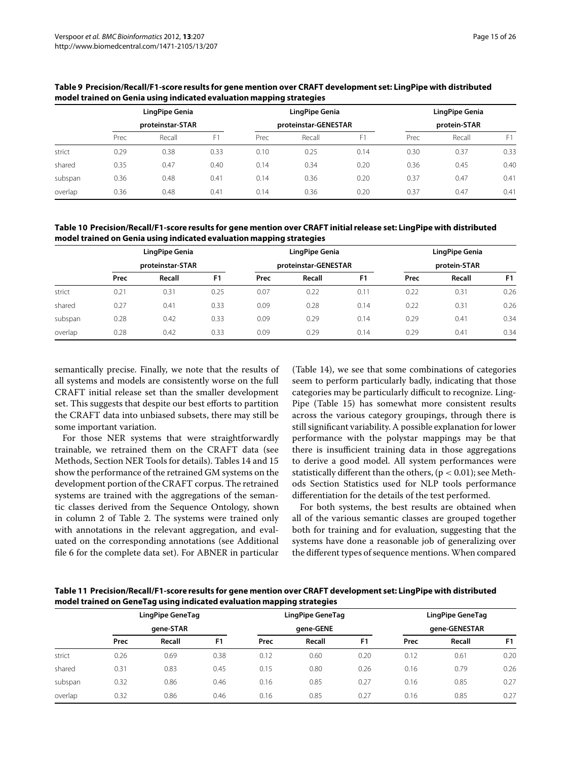**Table 9 Precision/Recall/F1-score results for gene mention over CRAFT development set: LingPipe with distributed model trained on Genia using indicated evaluation mapping strategies**

| | LingPipe Genia proteinstar-STAR | | | LingPipe Genia proteinstar-GENESTAR | | | LingPipe Genia protein-STAR | | |
|---|---|---|---|---|---|---|---|---|---|
| | Prec | Recall | F1 | Prec | Recall | F1 | Prec | Recall | F1 |
| strict | 0.29 | 0.38 | 0.33 | 0.10 | 0.25 | 0.14 | 0.30 | 0.37 | 0.33 |
| shared | 0.35 | 0.47 | 0.40 | 0.14 | 0.34 | 0.20 | 0.36 | 0.45 | 0.40 |
| subspan | 0.36 | 0.48 | 0.41 | 0.14 | 0.36 | 0.20 | 0.37 | 0.47 | 0.41 |
| overlap | 0.36 | 0.48 | 0.41 | 0.14 | 0.36 | 0.20 | 0.37 | 0.47 | 0.41 |

**Table 10 Precision/Recall/F1-score results for gene mention over CRAFT initial release set: LingPipe with distributed model trained on Genia using indicated evaluation mapping strategies**

| | LingPipe Genia proteinstar-STAR | | | LingPipe Genia proteinstar-GENESTAR | | | LingPipe Genia protein-STAR | | |
|---|---|---|---|---|---|---|---|---|---|
| | **Prec** | **Recall** | **F1** | **Prec** | **Recall** | **F1** | **Prec** | **Recall** | **F1** |
| strict | 0.21 | 0.31 | 0.25 | 0.07 | 0.22 | 0.11 | 0.22 | 0.31 | 0.26 |
| shared | 0.27 | 0.41 | 0.33 | 0.09 | 0.28 | 0.14 | 0.22 | 0.31 | 0.26 |
| subspan | 0.28 | 0.42 | 0.33 | 0.09 | 0.29 | 0.14 | 0.29 | 0.41 | 0.34 |
| overlap | 0.28 | 0.42 | 0.33 | 0.09 | 0.29 | 0.14 | 0.29 | 0.41 | 0.34 |

semantically precise. Finally, we note that the results of all systems and models are consistently worse on the full CRAFT initial release set than the smaller development set. This suggests that despite our best efforts to partition the CRAFT data into unbiased subsets, there may still be some important variation.

For those NER systems that were straightforwardly trainable, we retrained them on the CRAFT data (see Methods, Section NER Tools for details). Tables 14 and 15 show the performance of the retrained GM systems on the development portion of the CRAFT corpus. The retrained systems are trained with the aggregations of the semantic classes derived from the Sequence Ontology, shown in column 2 of Table 2. The systems were trained only with annotations in the relevant aggregation, and evaluated on the corresponding annotations (see Additional file 6 for the complete data set). For ABNER in particular (Table 14), we see that some combinations of categories seem to perform particularly badly, indicating that those categories may be particularly difficult to recognize. LingPipe (Table 15) has somewhat more consistent results across the various category groupings, through there is still significant variability. A possible explanation for lower performance with the polystar mappings may be that there is insufficient training data in those aggregations to derive a good model. All system performances were statistically different than the others, ($p < 0.01$); see Methods Section Statistics used for NLP tools performance differentiation for the details of the test performed.

For both systems, the best results are obtained when all of the various semantic classes are grouped together both for training and for evaluation, suggesting that the systems have done a reasonable job of generalizing over the different types of sequence mentions. When compared

**Table 11 Precision/Recall/F1-score results for gene mention over CRAFT development set: LingPipe with distributed model trained on GeneTag using indicated evaluation mapping strategies**

| | LingPipe GeneTag gene-STAR | | | LingPipe GeneTag gene-GENE | | | LingPipe GeneTag gene-GENESTAR | | |
|---|---|---|---|---|---|---|---|---|---|
| | **Prec** | **Recall** | **F1** | **Prec** | **Recall** | **F1** | **Prec** | **Recall** | **F1** |
| strict | 0.26 | 0.69 | 0.38 | 0.12 | 0.60 | 0.20 | 0.12 | 0.61 | 0.20 |
| shared | 0.31 | 0.83 | 0.45 | 0.15 | 0.80 | 0.26 | 0.16 | 0.79 | 0.26 |
| subspan | 0.32 | 0.86 | 0.46 | 0.16 | 0.85 | 0.27 | 0.16 | 0.85 | 0.27 |
| overlap | 0.32 | 0.86 | 0.46 | 0.16 | 0.85 | 0.27 | 0.16 | 0.85 | 0.27 |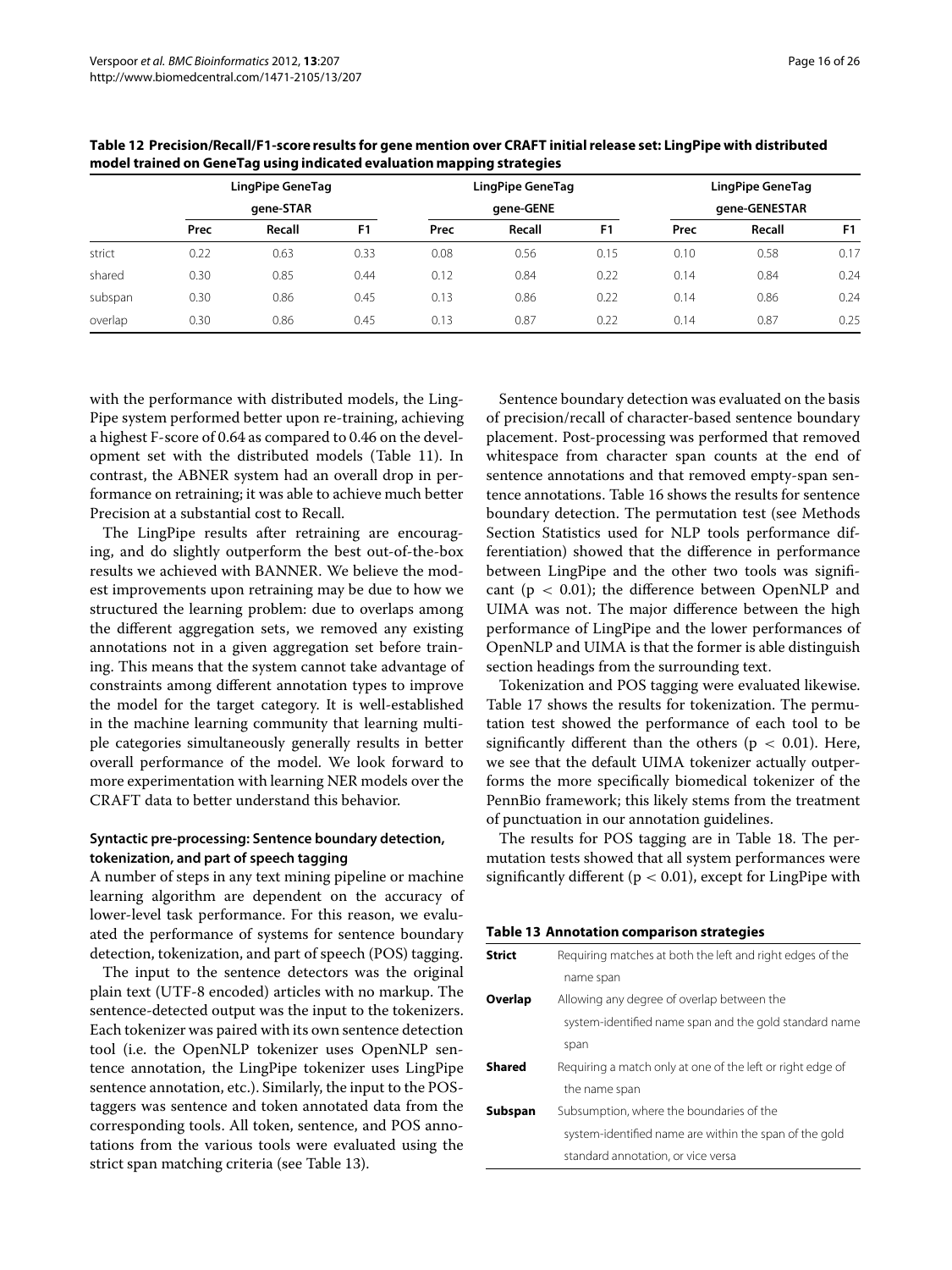**Table 12 Precision/Recall/F1-score results for gene mention over CRAFT initial release set: LingPipe with distributed model trained on GeneTag using indicated evaluation mapping strategies**

| | LingPipe GeneTag gene-STAR | | | LingPipe GeneTag gene-GENE | | | LingPipe GeneTag gene-GENESTAR | | |
|---|---|---|---|---|---|---|---|---|---|
| | Prec | Recall | F1 | Prec | Recall | F1 | Prec | Recall | F1 |
| strict | 0.22 | 0.63 | 0.33 | 0.08 | 0.56 | 0.15 | 0.10 | 0.58 | 0.17 |
| shared | 0.30 | 0.85 | 0.44 | 0.12 | 0.84 | 0.22 | 0.14 | 0.84 | 0.24 |
| subspan | 0.30 | 0.86 | 0.45 | 0.13 | 0.86 | 0.22 | 0.14 | 0.86 | 0.24 |
| overlap | 0.30 | 0.86 | 0.45 | 0.13 | 0.87 | 0.22 | 0.14 | 0.87 | 0.25 |

with the performance with distributed models, the LingPipe system performed better upon re-training, achieving a highest F-score of 0.64 as compared to 0.46 on the development set with the distributed models (Table 11). In contrast, the ABNER system had an overall drop in performance on retraining; it was able to achieve much better Precision at a substantial cost to Recall.

The LingPipe results after retraining are encouraging, and do slightly outperform the best out-of-the-box results we achieved with BANNER. We believe the modest improvements upon retraining may be due to how we structured the learning problem: due to overlaps among the different aggregation sets, we removed any existing annotations not in a given aggregation set before training. This means that the system cannot take advantage of constraints among different annotation types to improve the model for the target category. It is well-established in the machine learning community that learning multiple categories simultaneously generally results in better overall performance of the model. We look forward to more experimentation with learning NER models over the CRAFT data to better understand this behavior.

### Syntactic pre-processing: Sentence boundary detection, tokenization, and part of speech tagging

A number of steps in any text mining pipeline or machine learning algorithm are dependent on the accuracy of lower-level task performance. For this reason, we evaluated the performance of systems for sentence boundary detection, tokenization, and part of speech (POS) tagging.

The input to the sentence detectors was the original plain text (UTF-8 encoded) articles with no markup. The sentence-detected output was the input to the tokenizers. Each tokenizer was paired with its own sentence detection tool (i.e. the OpenNLP tokenizer uses OpenNLP sentence annotation, the LingPipe tokenizer uses LingPipe sentence annotation, etc.). Similarly, the input to the POS-taggers was sentence and token annotated data from the corresponding tools. All token, sentence, and POS annotations from the various tools were evaluated using the strict span matching criteria (see Table 13).

Sentence boundary detection was evaluated on the basis of precision/recall of character-based sentence boundary placement. Post-processing was performed that removed whitespace from character span counts at the end of sentence annotations and that removed empty-span sentence annotations. Table 16 shows the results for sentence boundary detection. The permutation test (see Methods Section Statistics used for NLP tools performance differentiation) showed that the difference in performance between LingPipe and the other two tools was significant ($p < 0.01$); the difference between OpenNLP and UIMA was not. The major difference between the high performance of LingPipe and the lower performances of OpenNLP and UIMA is that the former is able distinguish section headings from the surrounding text.

Tokenization and POS tagging were evaluated likewise. Table 17 shows the results for tokenization. The permutation test showed the performance of each tool to be significantly different than the others ($p < 0.01$). Here, we see that the default UIMA tokenizer actually outperforms the more specifically biomedical tokenizer of the PennBio framework; this likely stems from the treatment of punctuation in our annotation guidelines.

The results for POS tagging are in Table 18. The permutation tests showed that all system performances were significantly different ($p < 0.01$), except for LingPipe with

**Table 13 Annotation comparison strategies**

| | |
|---|---|
| **Strict** | Requiring matches at both the left and right edges of the name span |
| **Overlap** | Allowing any degree of overlap between the system-identified name span and the gold standard name span |
| **Shared** | Requiring a match only at one of the left or right edge of the name span |
| **Subspan** | Subsumption, where the boundaries of the system-identified name are within the span of the gold standard annotation, or vice versa |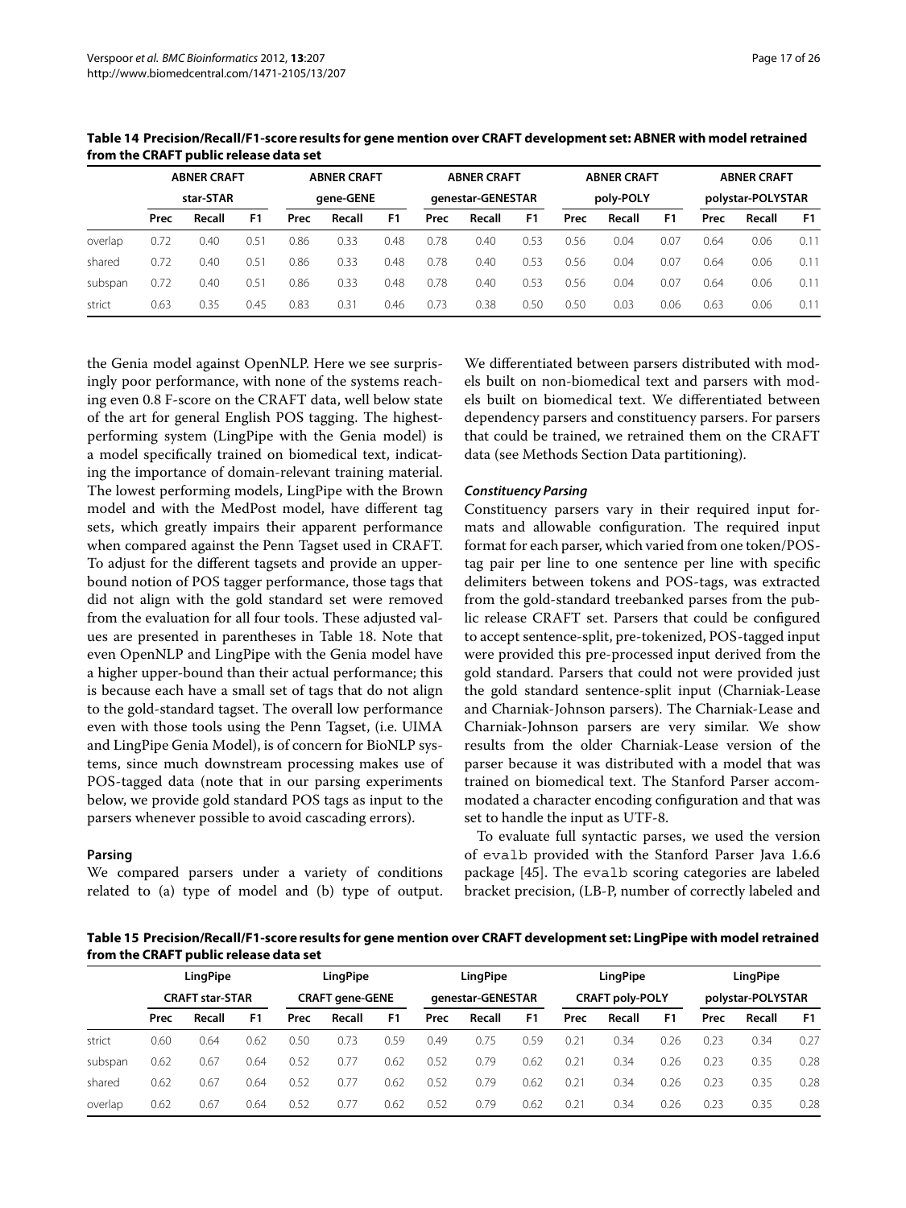**Table 14 Precision/Recall/F1-score results for gene mention over CRAFT development set: ABNER with model retrained from the CRAFT public release data set**

| | ABNER CRAFT star-STAR | | | ABNER CRAFT gene-GENE | | | ABNER CRAFT genestar-GENESTAR | | | ABNER CRAFT poly-POLY | | | ABNER CRAFT polystar-POLYSTAR | | |
|---|---|---|---|---|---|---|---|---|---|---|---|---|---|---|---|
| | Prec | Recall | F1 | Prec | Recall | F1 | Prec | Recall | F1 | Prec | Recall | F1 | Prec | Recall | F1 |
| overlap | 0.72 | 0.40 | 0.51 | 0.86 | 0.33 | 0.48 | 0.78 | 0.40 | 0.53 | 0.56 | 0.04 | 0.07 | 0.64 | 0.06 | 0.11 |
| shared | 0.72 | 0.40 | 0.51 | 0.86 | 0.33 | 0.48 | 0.78 | 0.40 | 0.53 | 0.56 | 0.04 | 0.07 | 0.64 | 0.06 | 0.11 |
| subspan | 0.72 | 0.40 | 0.51 | 0.86 | 0.33 | 0.48 | 0.78 | 0.40 | 0.53 | 0.56 | 0.04 | 0.07 | 0.64 | 0.06 | 0.11 |
| strict | 0.63 | 0.35 | 0.45 | 0.83 | 0.31 | 0.46 | 0.73 | 0.38 | 0.50 | 0.50 | 0.03 | 0.06 | 0.63 | 0.06 | 0.11 |

the Genia model against OpenNLP. Here we see surprisingly poor performance, with none of the systems reaching even 0.8 F-score on the CRAFT data, well below state of the art for general English POS tagging. The highest-performing system (LingPipe with the Genia model) is a model specifically trained on biomedical text, indicating the importance of domain-relevant training material. The lowest performing models, LingPipe with the Brown model and with the MedPost model, have different tag sets, which greatly impairs their apparent performance when compared against the Penn Tagset used in CRAFT. To adjust for the different tagsets and provide an upper-bound notion of POS tagger performance, those tags that did not align with the gold standard set were removed from the evaluation for all four tools. These adjusted values are presented in parentheses in Table 18. Note that even OpenNLP and LingPipe with the Genia model have a higher upper-bound than their actual performance; this is because each have a small set of tags that do not align to the gold-standard tagset. The overall low performance even with those tools using the Penn Tagset, (i.e. UIMA and LingPipe Genia Model), is of concern for BioNLP systems, since much downstream processing makes use of POS-tagged data (note that in our parsing experiments below, we provide gold standard POS tags as input to the parsers whenever possible to avoid cascading errors).

#### Parsing

We compared parsers under a variety of conditions related to (a) type of model and (b) type of output. We differentiated between parsers distributed with models built on non-biomedical text and parsers with models built on biomedical text. We differentiated between dependency parsers and constituency parsers. For parsers that could be trained, we retrained them on the CRAFT data (see Methods Section Data partitioning).

##### *Constituency Parsing*

Constituency parsers vary in their required input formats and allowable configuration. The required input format for each parser, which varied from one token/POS-tag pair per line to one sentence per line with specific delimiters between tokens and POS-tags, was extracted from the gold-standard treebanked parses from the public release CRAFT set. Parsers that could be configured to accept sentence-split, pre-tokenized, POS-tagged input were provided this pre-processed input derived from the gold standard. Parsers that could not were provided just the gold standard sentence-split input (Charniak-Lease and Charniak-Johnson parsers). The Charniak-Lease and Charniak-Johnson parsers are very similar. We show results from the older Charniak-Lease version of the parser because it was distributed with a model that was trained on biomedical text. The Stanford Parser accommodated a character encoding configuration and that was set to handle the input as UTF-8.

To evaluate full syntactic parses, we used the version of `evalb` provided with the Stanford Parser Java 1.6.6 package [45]. The `evalb` scoring categories are labeled bracket precision, (LB-P, number of correctly labeled and

**Table 15 Precision/Recall/F1-score results for gene mention over CRAFT development set: LingPipe with model retrained from the CRAFT public release data set**

| | LingPipe CRAFT star-STAR | | | LingPipe CRAFT gene-GENE | | | LingPipe genestar-GENESTAR | | | LingPipe CRAFT poly-POLY | | | LingPipe polystar-POLYSTAR | | |
|---|---|---|---|---|---|---|---|---|---|---|---|---|---|---|---|
| | Prec | Recall | F1 | Prec | Recall | F1 | Prec | Recall | F1 | Prec | Recall | F1 | Prec | Recall | F1 |
| strict | 0.60 | 0.64 | 0.62 | 0.50 | 0.73 | 0.59 | 0.49 | 0.75 | 0.59 | 0.21 | 0.34 | 0.26 | 0.23 | 0.34 | 0.27 |
| subspan | 0.62 | 0.67 | 0.64 | 0.52 | 0.77 | 0.62 | 0.52 | 0.79 | 0.62 | 0.21 | 0.34 | 0.26 | 0.23 | 0.35 | 0.28 |
| shared | 0.62 | 0.67 | 0.64 | 0.52 | 0.77 | 0.62 | 0.52 | 0.79 | 0.62 | 0.21 | 0.34 | 0.26 | 0.23 | 0.35 | 0.28 |
| overlap | 0.62 | 0.67 | 0.64 | 0.52 | 0.77 | 0.62 | 0.52 | 0.79 | 0.62 | 0.21 | 0.34 | 0.26 | 0.23 | 0.35 | 0.28 |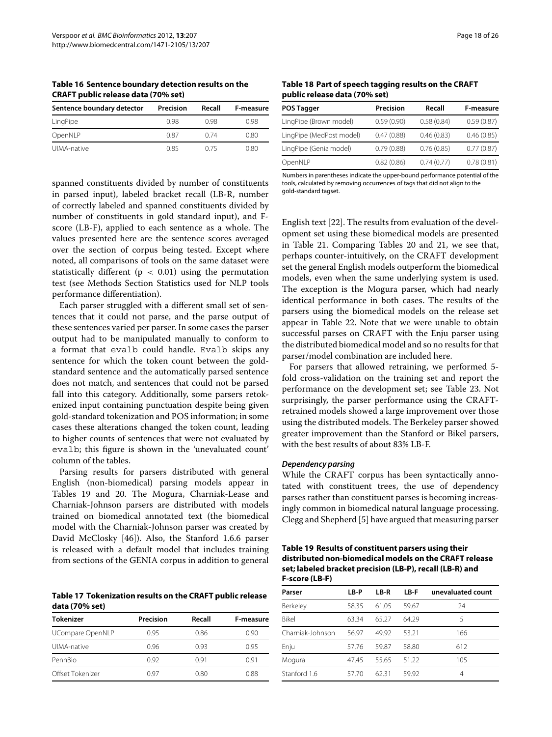**Table 16 Sentence boundary detection results on the CRAFT public release data (70% set)**

| Sentence boundary detector | Precision | Recall | F-measure |
|---|---|---|---|
| LingPipe | 0.98 | 0.98 | 0.98 |
| OpenNLP | 0.87 | 0.74 | 0.80 |
| UIMA-native | 0.85 | 0.75 | 0.80 |

spanned constituents divided by number of constituents in parsed input), labeled bracket recall (LB-R, number of correctly labeled and spanned constituents divided by number of constituents in gold standard input), and F-score (LB-F), applied to each sentence as a whole. The values presented here are the sentence scores averaged over the section of corpus being tested. Except where noted, all comparisons of tools on the same dataset were statistically different ($p < 0.01$) using the permutation test (see Methods Section Statistics used for NLP tools performance differentiation).

Each parser struggled with a different small set of sentences that it could not parse, and the parse output of these sentences varied per parser. In some cases the parser output had to be manipulated manually to conform to a format that `evalb` could handle. `Evalb` skips any sentence for which the token count between the gold-standard sentence and the automatically parsed sentence does not match, and sentences that could not be parsed fall into this category. Additionally, some parsers retokenized input containing punctuation despite being given gold-standard tokenization and POS information; in some cases these alterations changed the token count, leading to higher counts of sentences that were not evaluated by `evalb`; this figure is shown in the 'unevaluated count' column of the tables.

Parsing results for parsers distributed with general English (non-biomedical) parsing models appear in Tables 19 and 20. The Mogura, Charniak-Lease and Charniak-Johnson parsers are distributed with models trained on biomedical annotated text (the biomedical model with the Charniak-Johnson parser was created by David McClosky [46]). Also, the Stanford 1.6.6 parser is released with a default model that includes training from sections of the GENIA corpus in addition to general

**Table 17 Tokenization results on the CRAFT public release data (70% set)**

| Tokenizer | Precision | Recall | F-measure |
|---|---|---|---|
| UCompare OpenNLP | 0.95 | 0.86 | 0.90 |
| UIMA-native | 0.96 | 0.93 | 0.95 |
| PennBio | 0.92 | 0.91 | 0.91 |
| Offset Tokenizer | 0.97 | 0.80 | 0.88 |

**Table 18 Part of speech tagging results on the CRAFT public release data (70% set)**

| POS Tagger | Precision | Recall | F-measure |
|---|---|---|---|
| LingPipe (Brown model) | 0.59 (0.90) | 0.58 (0.84) | 0.59 (0.87) |
| LingPipe (MedPost model) | 0.47 (0.88) | 0.46 (0.83) | 0.46 (0.85) |
| LingPipe (Genia model) | 0.79 (0.88) | 0.76 (0.85) | 0.77 (0.87) |
| OpenNLP | 0.82 (0.86) | 0.74 (0.77) | 0.78 (0.81) |

Numbers in parentheses indicate the upper-bound performance potential of the tools, calculated by removing occurrences of tags that did not align to the gold-standard tagset.

English text [22]. The results from evaluation of the development set using these biomedical models are presented in Table 21. Comparing Tables 20 and 21, we see that, perhaps counter-intuitively, on the CRAFT development set the general English models outperform the biomedical models, even when the same underlying system is used. The exception is the Mogura parser, which had nearly identical performance in both cases. The results of the parsers using the biomedical models on the release set appear in Table 22. Note that we were unable to obtain successful parses on CRAFT with the Enju parser using the distributed biomedical model and so no results for that parser/model combination are included here.

For parsers that allowed retraining, we performed 5-fold cross-validation on the training set and report the performance on the development set; see Table 23. Not surprisingly, the parser performance using the CRAFT-retrained models showed a large improvement over those using the distributed models. The Berkeley parser showed greater improvement than the Stanford or Bikel parsers, with the best results of about 83% LB-F.

#### *Dependency parsing*

While the CRAFT corpus has been syntactically annotated with constituent trees, the use of dependency parses rather than constituent parses is becoming increasingly common in biomedical natural language processing. Clegg and Shepherd [5] have argued that measuring parser

**Table 19 Results of constituent parsers using their distributed non-biomedical models on the CRAFT release set; labeled bracket precision (LB-P), recall (LB-R) and F-score (LB-F)**

| Parser | LB-P | LB-R | LB-F | unevaluated count |
|---|---|---|---|---|
| Berkeley | 58.35 | 61.05 | 59.67 | 24 |
| Bikel | 63.34 | 65.27 | 64.29 | 5 |
| Charniak-Johnson | 56.97 | 49.92 | 53.21 | 166 |
| Enju | 57.76 | 59.87 | 58.80 | 612 |
| Mogura | 47.45 | 55.65 | 51.22 | 105 |
| Stanford 1.6 | 57.70 | 62.31 | 59.92 | 4 |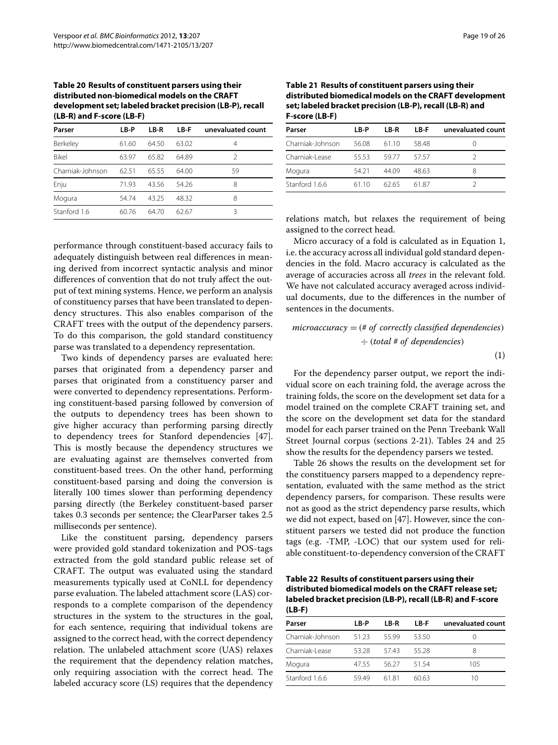**Table 20 Results of constituent parsers using their distributed non-biomedical models on the CRAFT development set; labeled bracket precision (LB-P), recall (LB-R) and F-score (LB-F)**

| Parser | LB-P | LB-R | LB-F | unevaluated count |
|---|---|---|---|---|
| Berkeley | 61.60 | 64.50 | 63.02 | 4 |
| Bikel | 63.97 | 65.82 | 64.89 | 2 |
| Charniak-Johnson | 62.51 | 65.55 | 64.00 | 59 |
| Enju | 71.93 | 43.56 | 54.26 | 8 |
| Mogura | 54.74 | 43.25 | 48.32 | 8 |
| Stanford 1.6 | 60.76 | 64.70 | 62.67 | 3 |

performance through constituent-based accuracy fails to adequately distinguish between real differences in meaning derived from incorrect syntactic analysis and minor differences of convention that do not truly affect the output of text mining systems. Hence, we perform an analysis of constituency parses that have been translated to dependency structures. This also enables comparison of the CRAFT trees with the output of the dependency parsers. To do this comparison, the gold standard constituency parse was translated to a dependency representation.

Two kinds of dependency parses are evaluated here: parses that originated from a dependency parser and parses that originated from a constituency parser and were converted to dependency representations. Performing constituent-based parsing followed by conversion of the outputs to dependency trees has been shown to give higher accuracy than performing parsing directly to dependency trees for Stanford dependencies [47]. This is mostly because the dependency structures we are evaluating against are themselves converted from constituent-based trees. On the other hand, performing constituent-based parsing and doing the conversion is literally 100 times slower than performing dependency parsing directly (the Berkeley constituent-based parser takes 0.3 seconds per sentence; the ClearParser takes 2.5 milliseconds per sentence).

Like the constituent parsing, dependency parsers were provided gold standard tokenization and POS-tags extracted from the gold standard public release set of CRAFT. The output was evaluated using the standard measurements typically used at CoNLL for dependency parse evaluation. The labeled attachment score (LAS) corresponds to a complete comparison of the dependency structures in the system to the structures in the goal, for each sentence, requiring that individual tokens are assigned to the correct head, with the correct dependency relation. The unlabeled attachment score (UAS) relaxes the requirement that the dependency relation matches, only requiring association with the correct head. The labeled accuracy score (LS) requires that the dependency relations match, but relaxes the requirement of being assigned to the correct head.

**Table 21 Results of constituent parsers using their distributed biomedical models on the CRAFT development set; labeled bracket precision (LB-P), recall (LB-R) and F-score (LB-F)**

| Parser | LB-P | LB-R | LB-F | unevaluated count |
|---|---|---|---|---|
| Charniak-Johnson | 56.08 | 61.10 | 58.48 | 0 |
| Charniak-Lease | 55.53 | 59.77 | 57.57 | 2 |
| Mogura | 54.21 | 44.09 | 48.63 | 8 |
| Stanford 1.6.6 | 61.10 | 62.65 | 61.87 | 2 |

Micro accuracy of a fold is calculated as in Equation 1, i.e. the accuracy across all individual gold standard dependencies in the fold. Macro accuracy is calculated as the average of accuracies across all *trees* in the relevant fold. We have not calculated accuracy averaged across individual documents, due to the differences in the number of sentences in the documents.

$$microaccuracy = (\#\ of\ correctly\ classified\ dependencies) \div (total\ \#\ of\ dependencies) \quad (1)$$

For the dependency parser output, we report the individual score on each training fold, the average across the training folds, the score on the development set data for a model trained on the complete CRAFT training set, and the score on the development set data for the standard model for each parser trained on the Penn Treebank Wall Street Journal corpus (sections 2-21). Tables 24 and 25 show the results for the dependency parsers we tested.

Table 26 shows the results on the development set for the constituency parsers mapped to a dependency representation, evaluated with the same method as the strict dependency parsers, for comparison. These results were not as good as the strict dependency parse results, which we did not expect, based on [47]. However, since the constituent parsers we tested did not produce the function tags (e.g. -TMP, -LOC) that our system used for reliable constituent-to-dependency conversion of the CRAFT

**Table 22 Results of constituent parsers using their distributed biomedical models on the CRAFT release set; labeled bracket precision (LB-P), recall (LB-R) and F-score (LB-F)**

| Parser | LB-P | LB-R | LB-F | unevaluated count |
|---|---|---|---|---|
| Charniak-Johnson | 51.23 | 55.99 | 53.50 | 0 |
| Charniak-Lease | 53.28 | 57.43 | 55.28 | 8 |
| Mogura | 47.55 | 56.27 | 51.54 | 105 |
| Stanford 1.6.6 | 59.49 | 61.81 | 60.63 | 10 |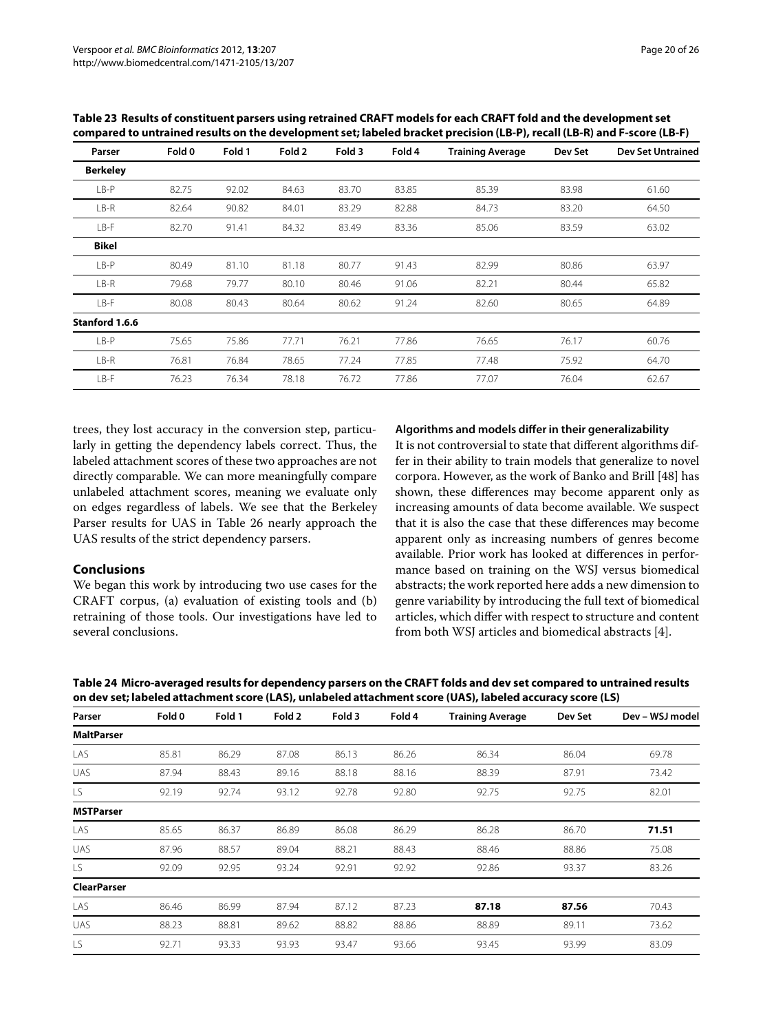**Table 23 Results of constituent parsers using retrained CRAFT models for each CRAFT fold and the development set compared to untrained results on the development set; labeled bracket precision (LB-P), recall (LB-R) and F-score (LB-F)**

| Parser | Fold 0 | Fold 1 | Fold 2 | Fold 3 | Fold 4 | Training Average | Dev Set | Dev Set Untrained |
|---|---|---|---|---|---|---|---|---|
| **Berkeley** | | | | | | | | |
| LB-P | 82.75 | 92.02 | 84.63 | 83.70 | 83.85 | 85.39 | 83.98 | 61.60 |
| LB-R | 82.64 | 90.82 | 84.01 | 83.29 | 82.88 | 84.73 | 83.20 | 64.50 |
| LB-F | 82.70 | 91.41 | 84.32 | 83.49 | 83.36 | 85.06 | 83.59 | 63.02 |
| **Bikel** | | | | | | | | |
| LB-P | 80.49 | 81.10 | 81.18 | 80.77 | 91.43 | 82.99 | 80.86 | 63.97 |
| LB-R | 79.68 | 79.77 | 80.10 | 80.46 | 91.06 | 82.21 | 80.44 | 65.82 |
| LB-F | 80.08 | 80.43 | 80.64 | 80.62 | 91.24 | 82.60 | 80.65 | 64.89 |
| **Stanford 1.6.6** | | | | | | | | |
| LB-P | 75.65 | 75.86 | 77.71 | 76.21 | 77.86 | 76.65 | 76.17 | 60.76 |
| LB-R | 76.81 | 76.84 | 78.65 | 77.24 | 77.85 | 77.48 | 75.92 | 64.70 |
| LB-F | 76.23 | 76.34 | 78.18 | 76.72 | 77.86 | 77.07 | 76.04 | 62.67 |

trees, they lost accuracy in the conversion step, particularly in getting the dependency labels correct. Thus, the labeled attachment scores of these two approaches are not directly comparable. We can more meaningfully compare unlabeled attachment scores, meaning we evaluate only on edges regardless of labels. We see that the Berkeley Parser results for UAS in Table 26 nearly approach the UAS results of the strict dependency parsers.

## Conclusions

We began this work by introducing two use cases for the CRAFT corpus, (a) evaluation of existing tools and (b) retraining of those tools. Our investigations have led to several conclusions.

### Algorithms and models differ in their generalizability

It is not controversial to state that different algorithms differ in their ability to train models that generalize to novel corpora. However, as the work of Banko and Brill [48] has shown, these differences may become apparent only as increasing amounts of data become available. We suspect that it is also the case that these differences may become apparent only as increasing numbers of genres become available. Prior work has looked at differences in performance based on training on the WSJ versus biomedical abstracts; the work reported here adds a new dimension to genre variability by introducing the full text of biomedical articles, which differ with respect to structure and content from both WSJ articles and biomedical abstracts [4].

**Table 24 Micro-averaged results for dependency parsers on the CRAFT folds and dev set compared to untrained results on dev set; labeled attachment score (LAS), unlabeled attachment score (UAS), labeled accuracy score (LS)**

| Parser | Fold 0 | Fold 1 | Fold 2 | Fold 3 | Fold 4 | Training Average | Dev Set | Dev – WSJ model |
|---|---|---|---|---|---|---|---|---|
| **MaltParser** | | | | | | | | |
| LAS | 85.81 | 86.29 | 87.08 | 86.13 | 86.26 | 86.34 | 86.04 | 69.78 |
| UAS | 87.94 | 88.43 | 89.16 | 88.18 | 88.16 | 88.39 | 87.91 | 73.42 |
| LS | 92.19 | 92.74 | 93.12 | 92.78 | 92.80 | 92.75 | 92.75 | 82.01 |
| **MSTParser** | | | | | | | | |
| LAS | 85.65 | 86.37 | 86.89 | 86.08 | 86.29 | 86.28 | 86.70 | **71.51** |
| UAS | 87.96 | 88.57 | 89.04 | 88.21 | 88.43 | 88.46 | 88.86 | 75.08 |
| LS | 92.09 | 92.95 | 93.24 | 92.91 | 92.92 | 92.86 | 93.37 | 83.26 |
| **ClearParser** | | | | | | | | |
| LAS | 86.46 | 86.99 | 87.94 | 87.12 | 87.23 | **87.18** | **87.56** | 70.43 |
| UAS | 88.23 | 88.81 | 89.62 | 88.82 | 88.86 | 88.89 | 89.11 | 73.62 |
| LS | 92.71 | 93.33 | 93.93 | 93.47 | 93.66 | 93.45 | 93.99 | 83.09 |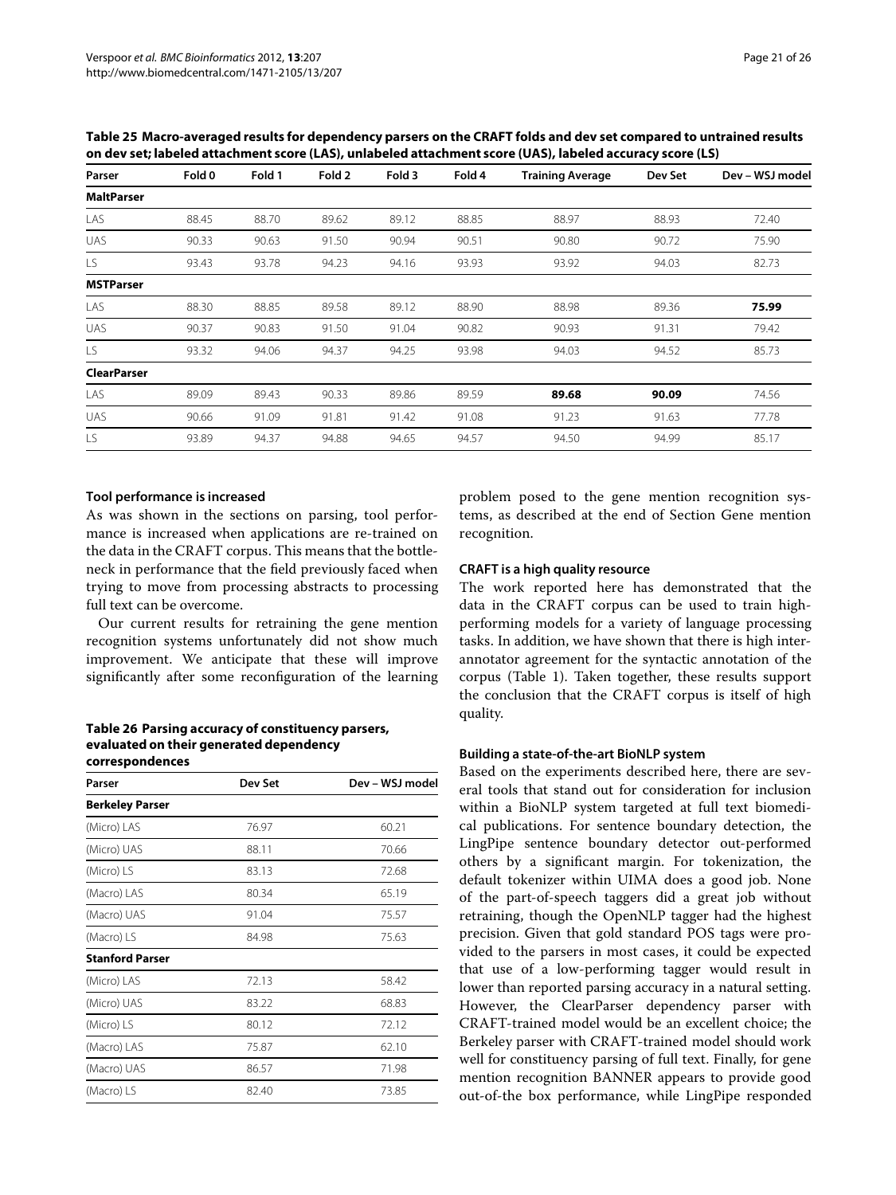**Table 25 Macro-averaged results for dependency parsers on the CRAFT folds and dev set compared to untrained results on dev set; labeled attachment score (LAS), unlabeled attachment score (UAS), labeled accuracy score (LS)**

| Parser | Fold 0 | Fold 1 | Fold 2 | Fold 3 | Fold 4 | Training Average | Dev Set | Dev – WSJ model |
|---|---|---|---|---|---|---|---|---|
| **MaltParser** | | | | | | | | |
| LAS | 88.45 | 88.70 | 89.62 | 89.12 | 88.85 | 88.97 | 88.93 | 72.40 |
| UAS | 90.33 | 90.63 | 91.50 | 90.94 | 90.51 | 90.80 | 90.72 | 75.90 |
| LS | 93.43 | 93.78 | 94.23 | 94.16 | 93.93 | 93.92 | 94.03 | 82.73 |
| **MSTParser** | | | | | | | | |
| LAS | 88.30 | 88.85 | 89.58 | 89.12 | 88.90 | 88.98 | 89.36 | **75.99** |
| UAS | 90.37 | 90.83 | 91.50 | 91.04 | 90.82 | 90.93 | 91.31 | 79.42 |
| LS | 93.32 | 94.06 | 94.37 | 94.25 | 93.98 | 94.03 | 94.52 | 85.73 |
| **ClearParser** | | | | | | | | |
| LAS | 89.09 | 89.43 | 90.33 | 89.86 | 89.59 | **89.68** | **90.09** | 74.56 |
| UAS | 90.66 | 91.09 | 91.81 | 91.42 | 91.08 | 91.23 | 91.63 | 77.78 |
| LS | 93.89 | 94.37 | 94.88 | 94.65 | 94.57 | 94.50 | 94.99 | 85.17 |

#### Tool performance is increased

As was shown in the sections on parsing, tool performance is increased when applications are re-trained on the data in the CRAFT corpus. This means that the bottleneck in performance that the field previously faced when trying to move from processing abstracts to processing full text can be overcome.

Our current results for retraining the gene mention recognition systems unfortunately did not show much improvement. We anticipate that these will improve significantly after some reconfiguration of the learning problem posed to the gene mention recognition systems, as described at the end of Section Gene mention recognition.

**Table 26 Parsing accuracy of constituency parsers, evaluated on their generated dependency correspondences**

| Parser | Dev Set | Dev – WSJ model |
|---|---|---|
| **Berkeley Parser** | | |
| (Micro) LAS | 76.97 | 60.21 |
| (Micro) UAS | 88.11 | 70.66 |
| (Micro) LS | 83.13 | 72.68 |
| (Macro) LAS | 80.34 | 65.19 |
| (Macro) UAS | 91.04 | 75.57 |
| (Macro) LS | 84.98 | 75.63 |
| **Stanford Parser** | | |
| (Micro) LAS | 72.13 | 58.42 |
| (Micro) UAS | 83.22 | 68.83 |
| (Micro) LS | 80.12 | 72.12 |
| (Macro) LAS | 75.87 | 62.10 |
| (Macro) UAS | 86.57 | 71.98 |
| (Macro) LS | 82.40 | 73.85 |

#### CRAFT is a high quality resource

The work reported here has demonstrated that the data in the CRAFT corpus can be used to train high-performing models for a variety of language processing tasks. In addition, we have shown that there is high inter-annotator agreement for the syntactic annotation of the corpus (Table 1). Taken together, these results support the conclusion that the CRAFT corpus is itself of high quality.

#### Building a state-of-the-art BioNLP system

Based on the experiments described here, there are several tools that stand out for consideration for inclusion within a BioNLP system targeted at full text biomedical publications. For sentence boundary detection, the LingPipe sentence boundary detector out-performed others by a significant margin. For tokenization, the default tokenizer within UIMA does a good job. None of the part-of-speech taggers did a great job without retraining, though the OpenNLP tagger had the highest precision. Given that gold standard POS tags were provided to the parsers in most cases, it could be expected that use of a low-performing tagger would result in lower than reported parsing accuracy in a natural setting. However, the ClearParser dependency parser with CRAFT-trained model would be an excellent choice; the Berkeley parser with CRAFT-trained model should work well for constituency parsing of full text. Finally, for gene mention recognition BANNER appears to provide good out-of-the box performance, while LingPipe responded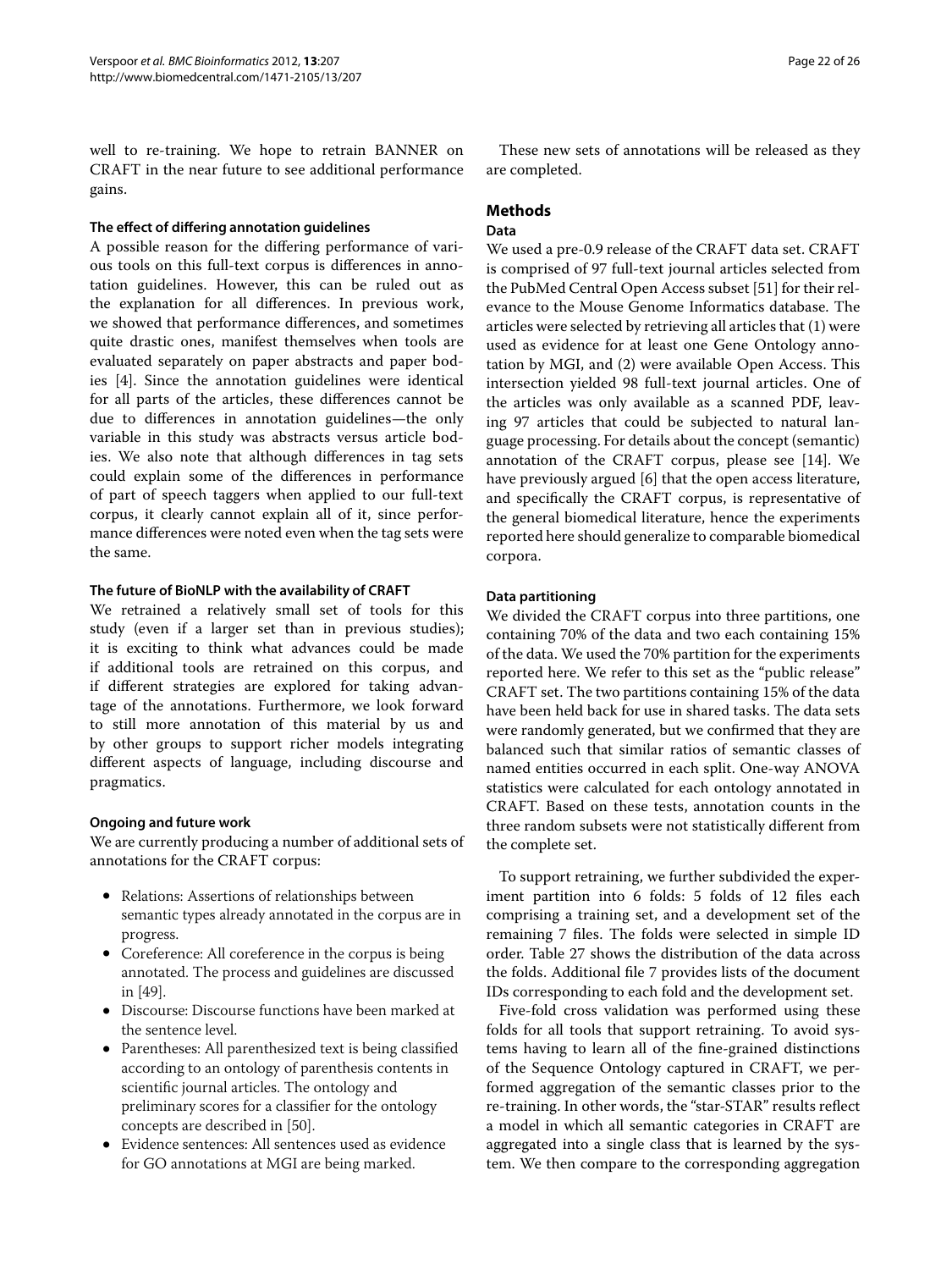well to re-training. We hope to retrain BANNER on CRAFT in the near future to see additional performance gains.

#### The effect of differing annotation guidelines

A possible reason for the differing performance of various tools on this full-text corpus is differences in annotation guidelines. However, this can be ruled out as the explanation for all differences. In previous work, we showed that performance differences, and sometimes quite drastic ones, manifest themselves when tools are evaluated separately on paper abstracts and paper bodies [4]. Since the annotation guidelines were identical for all parts of the articles, these differences cannot be due to differences in annotation guidelines—the only variable in this study was abstracts versus article bodies. We also note that although differences in tag sets could explain some of the differences in performance of part of speech taggers when applied to our full-text corpus, it clearly cannot explain all of it, since performance differences were noted even when the tag sets were the same.

#### The future of BioNLP with the availability of CRAFT

We retrained a relatively small set of tools for this study (even if a larger set than in previous studies); it is exciting to think what advances could be made if additional tools are retrained on this corpus, and if different strategies are explored for taking advantage of the annotations. Furthermore, we look forward to still more annotation of this material by us and by other groups to support richer models integrating different aspects of language, including discourse and pragmatics.

#### Ongoing and future work

We are currently producing a number of additional sets of annotations for the CRAFT corpus:

- Relations: Assertions of relationships between semantic types already annotated in the corpus are in progress.
- Coreference: All coreference in the corpus is being annotated. The process and guidelines are discussed in [49].
- Discourse: Discourse functions have been marked at the sentence level.
- Parentheses: All parenthesized text is being classified according to an ontology of parenthesis contents in scientific journal articles. The ontology and preliminary scores for a classifier for the ontology concepts are described in [50].
- Evidence sentences: All sentences used as evidence for GO annotations at MGI are being marked.

These new sets of annotations will be released as they are completed.

## Methods

### Data

We used a pre-0.9 release of the CRAFT data set. CRAFT is comprised of 97 full-text journal articles selected from the PubMed Central Open Access subset [51] for their relevance to the Mouse Genome Informatics database. The articles were selected by retrieving all articles that (1) were used as evidence for at least one Gene Ontology annotation by MGI, and (2) were available Open Access. This intersection yielded 98 full-text journal articles. One of the articles was only available as a scanned PDF, leaving 97 articles that could be subjected to natural language processing. For details about the concept (semantic) annotation of the CRAFT corpus, please see [14]. We have previously argued [6] that the open access literature, and specifically the CRAFT corpus, is representative of the general biomedical literature, hence the experiments reported here should generalize to comparable biomedical corpora.

#### Data partitioning

We divided the CRAFT corpus into three partitions, one containing 70% of the data and two each containing 15% of the data. We used the 70% partition for the experiments reported here. We refer to this set as the "public release" CRAFT set. The two partitions containing 15% of the data have been held back for use in shared tasks. The data sets were randomly generated, but we confirmed that they are balanced such that similar ratios of semantic classes of named entities occurred in each split. One-way ANOVA statistics were calculated for each ontology annotated in CRAFT. Based on these tests, annotation counts in the three random subsets were not statistically different from the complete set.

To support retraining, we further subdivided the experiment partition into 6 folds: 5 folds of 12 files each comprising a training set, and a development set of the remaining 7 files. The folds were selected in simple ID order. Table 27 shows the distribution of the data across the folds. Additional file 7 provides lists of the document IDs corresponding to each fold and the development set.

Five-fold cross validation was performed using these folds for all tools that support retraining. To avoid systems having to learn all of the fine-grained distinctions of the Sequence Ontology captured in CRAFT, we performed aggregation of the semantic classes prior to the re-training. In other words, the "star-STAR" results reflect a model in which all semantic categories in CRAFT are aggregated into a single class that is learned by the system. We then compare to the corresponding aggregation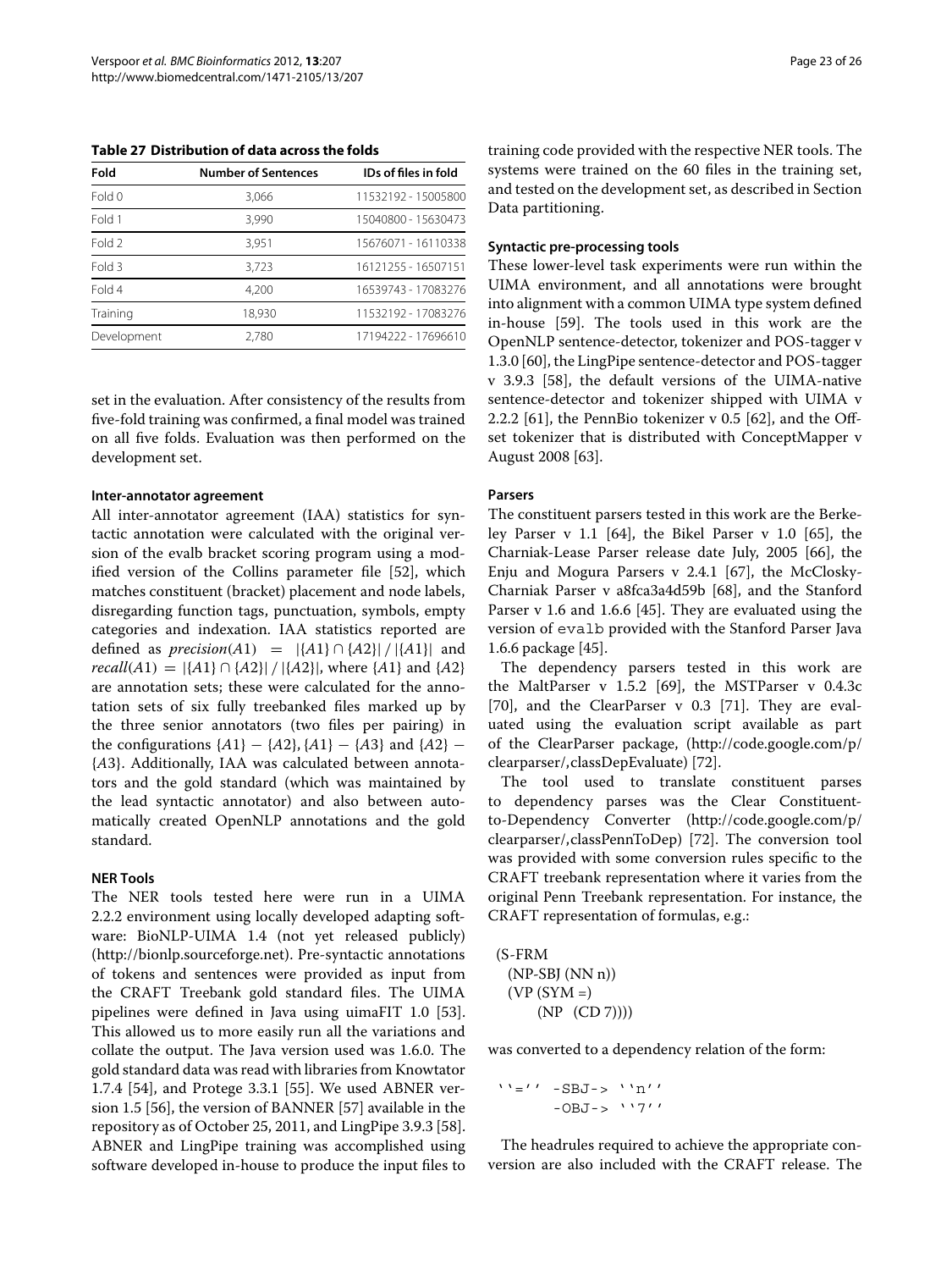**Table 27 Distribution of data across the folds**

| Fold | Number of Sentences | IDs of files in fold |
|---|---|---|
| Fold 0 | 3,066 | 11532192 - 15005800 |
| Fold 1 | 3,990 | 15040800 - 15630473 |
| Fold 2 | 3,951 | 15676071 - 16110338 |
| Fold 3 | 3,723 | 16121255 - 16507151 |
| Fold 4 | 4,200 | 16539743 - 17083276 |
| Training | 18,930 | 11532192 - 17083276 |
| Development | 2,780 | 17194222 - 17696610 |

set in the evaluation. After consistency of the results from five-fold training was confirmed, a final model was trained on all five folds. Evaluation was then performed on the development set.

#### Inter-annotator agreement

All inter-annotator agreement (IAA) statistics for syntactic annotation were calculated with the original version of the evalb bracket scoring program using a modified version of the Collins parameter file [52], which matches constituent (bracket) placement and node labels, disregarding function tags, punctuation, symbols, empty categories and indexation. IAA statistics reported are defined as $precision(A1) = |\{A1\} \cap \{A2\}| / |\{A1\}|$ and $recall(A1) = |\{A1\} \cap \{A2\}| / |\{A2\}|$, where $\{A1\}$ and $\{A2\}$ are annotation sets; these were calculated for the annotation sets of six fully treebanked files marked up by the three senior annotators (two files per pairing) in the configurations $\{A1\} - \{A2\}$, $\{A1\} - \{A3\}$ and $\{A2\} - \{A3\}$. Additionally, IAA was calculated between annotators and the gold standard (which was maintained by the lead syntactic annotator) and also between automatically created OpenNLP annotations and the gold standard.

#### NER Tools

The NER tools tested here were run in a UIMA 2.2.2 environment using locally developed adapting software: BioNLP-UIMA 1.4 (not yet released publicly) (http://bionlp.sourceforge.net). Pre-syntactic annotations of tokens and sentences were provided as input from the CRAFT Treebank gold standard files. The UIMA pipelines were defined in Java using uimaFIT 1.0 [53]. This allowed us to more easily run all the variations and collate the output. The Java version used was 1.6.0. The gold standard data was read with libraries from Knowtator 1.7.4 [54], and Protege 3.3.1 [55]. We used ABNER version 1.5 [56], the version of BANNER [57] available in the repository as of October 25, 2011, and LingPipe 3.9.3 [58]. ABNER and LingPipe training was accomplished using software developed in-house to produce the input files to training code provided with the respective NER tools. The systems were trained on the 60 files in the training set, and tested on the development set, as described in Section Data partitioning.

#### Syntactic pre-processing tools

These lower-level task experiments were run within the UIMA environment, and all annotations were brought into alignment with a common UIMA type system defined in-house [59]. The tools used in this work are the OpenNLP sentence-detector, tokenizer and POS-tagger v 1.3.0 [60], the LingPipe sentence-detector and POS-tagger v 3.9.3 [58], the default versions of the UIMA-native sentence-detector and tokenizer shipped with UIMA v 2.2.2 [61], the PennBio tokenizer v 0.5 [62], and the Offset tokenizer that is distributed with ConceptMapper v August 2008 [63].

#### Parsers

The constituent parsers tested in this work are the Berkeley Parser v 1.1 [64], the Bikel Parser v 1.0 [65], the Charniak-Lease Parser release date July, 2005 [66], the Enju and Mogura Parsers v 2.4.1 [67], the McClosky-Charniak Parser v a8fca3a4d59b [68], and the Stanford Parser v 1.6 and 1.6.6 [45]. They are evaluated using the version of `evalb` provided with the Stanford Parser Java 1.6.6 package [45].

The dependency parsers tested in this work are the MaltParser v 1.5.2 [69], the MSTParser v 0.4.3c [70], and the ClearParser v 0.3 [71]. They are evaluated using the evaluation script available as part of the ClearParser package, (http://code.google.com/p/clearparser/,classDepEvaluate) [72].

The tool used to translate constituent parses to dependency parses was the Clear Constituent-to-Dependency Converter (http://code.google.com/p/clearparser/,classPennToDep) [72]. The conversion tool was provided with some conversion rules specific to the CRAFT treebank representation where it varies from the original Penn Treebank representation. For instance, the CRAFT representation of formulas, e.g.:

```
(S-FRM
  (NP-SBJ (NN n))
  (VP (SYM =)
      (NP  (CD 7))))
```

was converted to a dependency relation of the form:

```
``='' -SBJ-> ``n''
      -OBJ-> ``7''
```

The headrules required to achieve the appropriate conversion are also included with the CRAFT release. The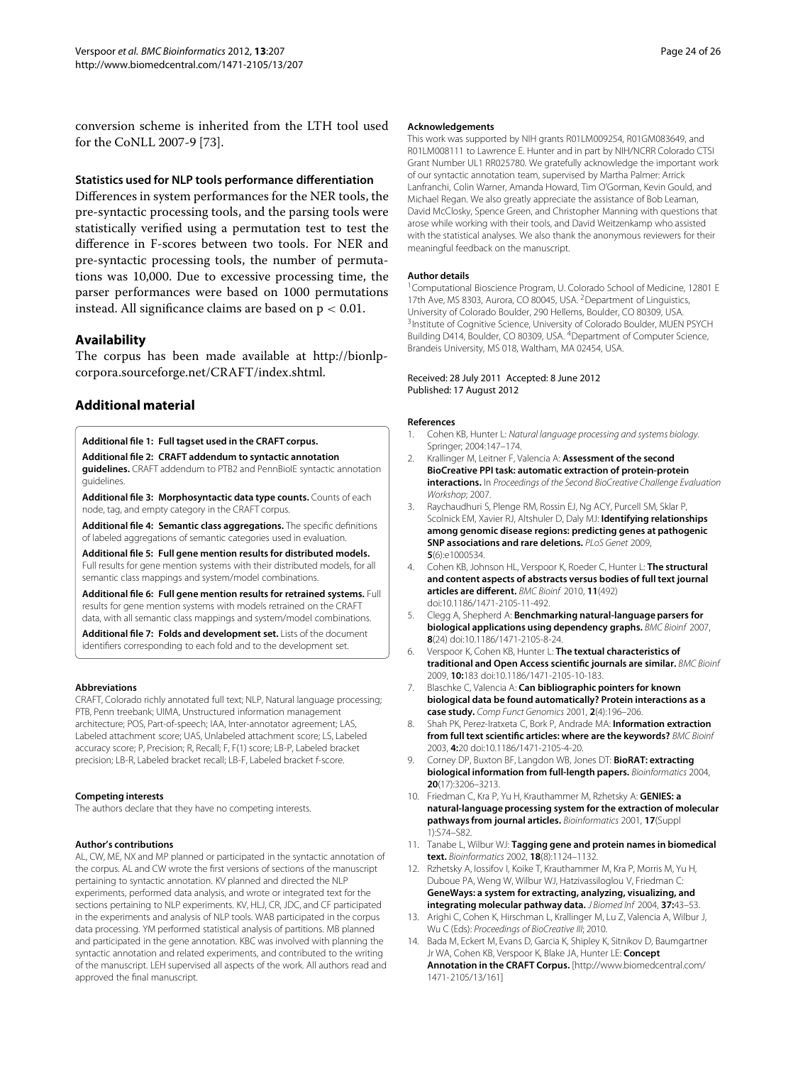conversion scheme is inherited from the LTH tool used for the CoNLL 2007-9 [73].

### Statistics used for NLP tools performance differentiation

Differences in system performances for the NER tools, the pre-syntactic processing tools, and the parsing tools were statistically verified using a permutation test to test the difference in F-scores between two tools. For NER and pre-syntactic processing tools, the number of permutations was 10,000. Due to excessive processing time, the parser performances were based on 1000 permutations instead. All significance claims are based on $p < 0.01$.

## Availability

The corpus has been made available at http://bionlp-corpora.sourceforge.net/CRAFT/index.shtml.

## Additional material

**Additional file 1: Full tagset used in the CRAFT corpus.**

**Additional file 2: CRAFT addendum to syntactic annotation guidelines.** CRAFT addendum to PTB2 and PennBioIE syntactic annotation guidelines.

**Additional file 3: Morphosyntactic data type counts.** Counts of each node, tag, and empty category in the CRAFT corpus.

**Additional file 4: Semantic class aggregations.** The specific definitions of labeled aggregations of semantic categories used in evaluation.

**Additional file 5: Full gene mention results for distributed models.** Full results for gene mention systems with their distributed models, for all semantic class mappings and system/model combinations.

**Additional file 6: Full gene mention results for retrained systems.** Full results for gene mention systems with models retrained on the CRAFT data, with all semantic class mappings and system/model combinations.

**Additional file 7: Folds and development set.** Lists of the document identifiers corresponding to each fold and to the development set.

#### Abbreviations

CRAFT, Colorado richly annotated full text; NLP, Natural language processing; PTB, Penn treebank; UIMA, Unstructured information management architecture; POS, Part-of-speech; IAA, Inter-annotator agreement; LAS, Labeled attachment score; UAS, Unlabeled attachment score; LS, Labeled accuracy score; P, Precision; R, Recall; F, F(1) score; LB-P, Labeled bracket precision; LB-R, Labeled bracket recall; LB-F, Labeled bracket f-score.

#### Competing interests

The authors declare that they have no competing interests.

#### Author's contributions

AL, CW, ME, NX and MP planned or participated in the syntactic annotation of the corpus. AL and CW wrote the first versions of sections of the manuscript pertaining to syntactic annotation. KV planned and directed the NLP experiments, performed data analysis, and wrote or integrated text for the sections pertaining to NLP experiments. KV, HLJ, CR, JDC, and CF participated in the experiments and analysis of NLP tools. WAB participated in the corpus data processing. YM performed statistical analysis of partitions. MB planned and participated in the gene annotation. KBC was involved with planning the syntactic annotation and related experiments, and contributed to the writing of the manuscript. LEH supervised all aspects of the work. All authors read and approved the final manuscript.

#### Acknowledgements

This work was supported by NIH grants R01LM009254, R01GM083649, and R01LM008111 to Lawrence E. Hunter and in part by NIH/NCRR Colorado CTSI Grant Number UL1 RR025780. We gratefully acknowledge the important work of our syntactic annotation team, supervised by Martha Palmer: Arrick Lanfranchi, Colin Warner, Amanda Howard, Tim O'Gorman, Kevin Gould, and Michael Regan. We also greatly appreciate the assistance of Bob Leaman, David McClosky, Spence Green, and Christopher Manning with questions that arose while working with their tools, and David Weitzenkamp who assisted with the statistical analyses. We also thank the anonymous reviewers for their meaningful feedback on the manuscript.

#### Author details

[1]Computational Bioscience Program, U. Colorado School of Medicine, 12801 E 17th Ave, MS 8303, Aurora, CO 80045, USA. [2]Department of Linguistics, University of Colorado Boulder, 290 Hellems, Boulder, CO 80309, USA. [3]Institute of Cognitive Science, University of Colorado Boulder, MUEN PSYCH Building D414, Boulder, CO 80309, USA. [4]Department of Computer Science, Brandeis University, MS 018, Waltham, MA 02454, USA.

Received: 28 July 2011 Accepted: 8 June 2012
Published: 17 August 2012

#### References

1. Cohen KB, Hunter L: *Natural language processing and systems biology.* Springer; 2004:147–174.
2. Krallinger M, Leitner F, Valencia A: **Assessment of the second BioCreative PPI task: automatic extraction of protein-protein interactions.** In *Proceedings of the Second BioCreative Challenge Evaluation Workshop*; 2007.
3. Raychaudhuri S, Plenge RM, Rossin EJ, Ng ACY, Purcell SM, Sklar P, Scolnick EM, Xavier RJ, Altshuler D, Daly MJ: **Identifying relationships among genomic disease regions: predicting genes at pathogenic SNP associations and rare deletions.** *PLoS Genet* 2009, **5**(6):e1000534.
4. Cohen KB, Johnson HL, Verspoor K, Roeder C, Hunter L: **The structural and content aspects of abstracts versus bodies of full text journal articles are different.** *BMC Bioinf* 2010, **11**(492) doi:10.1186/1471-2105-11-492.
5. Clegg A, Shepherd A: **Benchmarking natural-language parsers for biological applications using dependency graphs.** *BMC Bioinf* 2007, **8**(24) doi:10.1186/1471-2105-8-24.
6. Verspoor K, Cohen KB, Hunter L: **The textual characteristics of traditional and Open Access scientific journals are similar.** *BMC Bioinf* 2009, **10:**183 doi:10.1186/1471-2105-10-183.
7. Blaschke C, Valencia A: **Can bibliographic pointers for known biological data be found automatically? Protein interactions as a case study.** *Comp Funct Genomics* 2001, **2**(4):196–206.
8. Shah PK, Perez-Iratxeta C, Bork P, Andrade MA: **Information extraction from full text scientific articles: where are the keywords?** *BMC Bioinf* 2003, **4:**20 doi:10.1186/1471-2105-4-20.
9. Corney DP, Buxton BF, Langdon WB, Jones DT: **BioRAT: extracting biological information from full-length papers.** *Bioinformatics* 2004, **20**(17):3206–3213.
10. Friedman C, Kra P, Yu H, Krauthammer M, Rzhetsky A: **GENIES: a natural-language processing system for the extraction of molecular pathways from journal articles.** *Bioinformatics* 2001, **17**(Suppl 1):S74–S82.
11. Tanabe L, Wilbur WJ: **Tagging gene and protein names in biomedical text.** *Bioinformatics* 2002, **18**(8):1124–1132.
12. Rzhetsky A, Iossifov I, Koike T, Krauthammer M, Kra P, Morris M, Yu H, Duboue PA, Weng W, Wilbur WJ, Hatzivassiloglou V, Friedman C: **GeneWays: a system for extracting, analyzing, visualizing, and integrating molecular pathway data.** *J Biomed Inf* 2004, **37:**43–53.
13. Arighi C, Cohen K, Hirschman L, Krallinger M, Lu Z, Valencia A, Wilbur J, Wu C (Eds): *Proceedings of BioCreative III*; 2010.
14. Bada M, Eckert M, Evans D, Garcia K, Shipley K, Sitnikov D, Baumgartner Jr WA, Cohen KB, Verspoor K, Blake JA, Hunter LE: **Concept Annotation in the CRAFT Corpus.** [http://www.biomedcentral.com/1471-2105/13/161]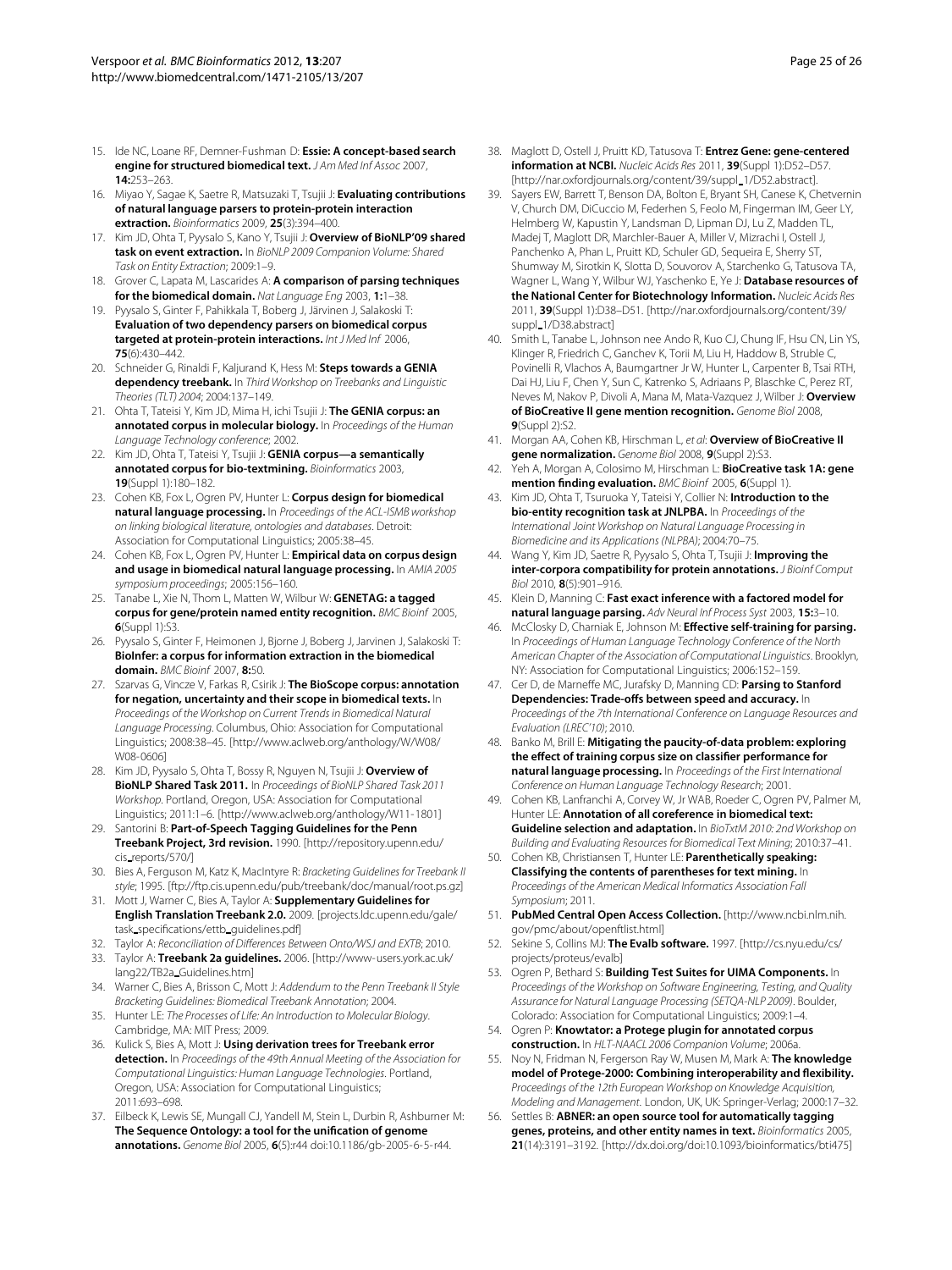15. Ide NC, Loane RF, Demner-Fushman D: **Essie: A concept-based search engine for structured biomedical text.** *J Am Med Inf Assoc* 2007, **14:**253–263.
16. Miyao Y, Sagae K, Saetre R, Matsuzaki T, Tsujii J: **Evaluating contributions of natural language parsers to protein-protein interaction extraction.** *Bioinformatics* 2009, **25**(3):394–400.
17. Kim JD, Ohta T, Pyysalo S, Kano Y, Tsujii J: **Overview of BioNLP'09 shared task on event extraction.** In *BioNLP 2009 Companion Volume: Shared Task on Entity Extraction*; 2009:1–9.
18. Grover C, Lapata M, Lascarides A: **A comparison of parsing techniques for the biomedical domain.** *Nat Language Eng* 2003, **1:**1–38.
19. Pyysalo S, Ginter F, Pahikkala T, Boberg J, Järvinen J, Salakoski T: **Evaluation of two dependency parsers on biomedical corpus targeted at protein-protein interactions.** *Int J Med Inf* 2006, **75**(6):430–442.
20. Schneider G, Rinaldi F, Kaljurand K, Hess M: **Steps towards a GENIA dependency treebank.** In *Third Workshop on Treebanks and Linguistic Theories (TLT) 2004*; 2004:137–149.
21. Ohta T, Tateisi Y, Kim JD, Mima H, ichi Tsujii J: **The GENIA corpus: an annotated corpus in molecular biology.** In *Proceedings of the Human Language Technology conference*; 2002.
22. Kim JD, Ohta T, Tateisi Y, Tsujii J: **GENIA corpus—a semantically annotated corpus for bio-textmining.** *Bioinformatics* 2003, **19**(Suppl 1):180–182.
23. Cohen KB, Fox L, Ogren PV, Hunter L: **Corpus design for biomedical natural language processing.** In *Proceedings of the ACL-ISMB workshop on linking biological literature, ontologies and databases*. Detroit: Association for Computational Linguistics; 2005:38–45.
24. Cohen KB, Fox L, Ogren PV, Hunter L: **Empirical data on corpus design and usage in biomedical natural language processing.** In *AMIA 2005 symposium proceedings*; 2005:156–160.
25. Tanabe L, Xie N, Thom L, Matten W, Wilbur W: **GENETAG: a tagged corpus for gene/protein named entity recognition.** *BMC Bioinf* 2005, **6**(Suppl 1):S3.
26. Pyysalo S, Ginter F, Heimonen J, Bjorne J, Boberg J, Jarvinen J, Salakoski T: **BioInfer: a corpus for information extraction in the biomedical domain.** *BMC Bioinf* 2007, **8:**50.
27. Szarvas G, Vincze V, Farkas R, Csirik J: **The BioScope corpus: annotation for negation, uncertainty and their scope in biomedical texts.** In *Proceedings of the Workshop on Current Trends in Biomedical Natural Language Processing*. Columbus, Ohio: Association for Computational Linguistics; 2008:38–45. [http://www.aclweb.org/anthology/W/W08/W08-0606]
28. Kim JD, Pyysalo S, Ohta T, Bossy R, Nguyen N, Tsujii J: **Overview of BioNLP Shared Task 2011.** In *Proceedings of BioNLP Shared Task 2011 Workshop*. Portland, Oregon, USA: Association for Computational Linguistics; 2011:1–6. [http://www.aclweb.org/anthology/W11-1801]
29. Santorini B: **Part-of-Speech Tagging Guidelines for the Penn Treebank Project, 3rd revision.** 1990. [http://repository.upenn.edu/cis_reports/570/]
30. Bies A, Ferguson M, Katz K, MacIntyre R: *Bracketing Guidelines for Treebank II style*; 1995. [ftp://ftp.cis.upenn.edu/pub/treebank/doc/manual/root.ps.gz]
31. Mott J, Warner C, Bies A, Taylor A: **Supplementary Guidelines for English Translation Treebank 2.0.** 2009. [projects.ldc.upenn.edu/gale/task_specifications/ettb_guidelines.pdf]
32. Taylor A: *Reconciliation of Differences Between Onto/WSJ and EXTB*; 2010.
33. Taylor A: **Treebank 2a guidelines.** 2006. [http://www-users.york.ac.uk/lang22/TB2a_Guidelines.htm]
34. Warner C, Bies A, Brisson C, Mott J: *Addendum to the Penn Treebank II Style Bracketing Guidelines: Biomedical Treebank Annotation*; 2004.
35. Hunter LE: *The Processes of Life: An Introduction to Molecular Biology*. Cambridge, MA: MIT Press; 2009.
36. Kulick S, Bies A, Mott J: **Using derivation trees for Treebank error detection.** In *Proceedings of the 49th Annual Meeting of the Association for Computational Linguistics: Human Language Technologies*. Portland, Oregon, USA: Association for Computational Linguistics; 2011:693–698.
37. Eilbeck K, Lewis SE, Mungall CJ, Yandell M, Stein L, Durbin R, Ashburner M: **The Sequence Ontology: a tool for the unification of genome annotations.** *Genome Biol* 2005, **6**(5):r44 doi:10.1186/gb-2005-6-5-r44.
38. Maglott D, Ostell J, Pruitt KD, Tatusova T: **Entrez Gene: gene-centered information at NCBI.** *Nucleic Acids Res* 2011, **39**(Suppl 1):D52–D57. [http://nar.oxfordjournals.org/content/39/suppl_1/D52.abstract].
39. Sayers EW, Barrett T, Benson DA, Bolton E, Bryant SH, Canese K, Chetvernin V, Church DM, DiCuccio M, Federhen S, Feolo M, Fingerman IM, Geer LY, Helmberg W, Kapustin Y, Landsman D, Lipman DJ, Lu Z, Madden TL, Madej T, Maglott DR, Marchler-Bauer A, Miller V, Mizrachi I, Ostell J, Panchenko A, Phan L, Pruitt KD, Schuler GD, Sequeira E, Sherry ST, Shumway M, Sirotkin K, Slotta D, Souvorov A, Starchenko G, Tatusova TA, Wagner L, Wang Y, Wilbur WJ, Yaschenko E, Ye J: **Database resources of the National Center for Biotechnology Information.** *Nucleic Acids Res* 2011, **39**(Suppl 1):D38–D51. [http://nar.oxfordjournals.org/content/39/suppl_1/D38.abstract]
40. Smith L, Tanabe L, Johnson nee Ando R, Kuo CJ, Chung IF, Hsu CN, Lin YS, Klinger R, Friedrich C, Ganchev K, Torii M, Liu H, Haddow B, Struble C, Povinelli R, Vlachos A, Baumgartner Jr W, Hunter L, Carpenter B, Tsai RTH, Dai HJ, Liu F, Chen Y, Sun C, Katrenko S, Adriaans P, Blaschke C, Perez RT, Neves M, Nakov P, Divoli A, Mana M, Mata-Vazquez J, Wilber J: **Overview of BioCreative II gene mention recognition.** *Genome Biol* 2008, **9**(Suppl 2):S2.
41. Morgan AA, Cohen KB, Hirschman L, *et al*: **Overview of BioCreative II gene normalization.** *Genome Biol* 2008, **9**(Suppl 2):S3.
42. Yeh A, Morgan A, Colosimo M, Hirschman L: **BioCreative task 1A: gene mention finding evaluation.** *BMC Bioinf* 2005, **6**(Suppl 1).
43. Kim JD, Ohta T, Tsuruoka Y, Tateisi Y, Collier N: **Introduction to the bio-entity recognition task at JNLPBA.** In *Proceedings of the International Joint Workshop on Natural Language Processing in Biomedicine and its Applications (NLPBA)*; 2004:70–75.
44. Wang Y, Kim JD, Saetre R, Pyysalo S, Ohta T, Tsujii J: **Improving the inter-corpora compatibility for protein annotations.** *J Bioinf Comput Biol* 2010, **8**(5):901–916.
45. Klein D, Manning C: **Fast exact inference with a factored model for natural language parsing.** *Adv Neural Inf Process Syst* 2003, **15:**3–10.
46. McClosky D, Charniak E, Johnson M: **Effective self-training for parsing.** In *Proceedings of Human Language Technology Conference of the North American Chapter of the Association of Computational Linguistics*. Brooklyn, NY: Association for Computational Linguistics; 2006:152–159.
47. Cer D, de Marneffe MC, Jurafsky D, Manning CD: **Parsing to Stanford Dependencies: Trade-offs between speed and accuracy.** In *Proceedings of the 7th International Conference on Language Resources and Evaluation (LREC'10)*; 2010.
48. Banko M, Brill E: **Mitigating the paucity-of-data problem: exploring the effect of training corpus size on classifier performance for natural language processing.** In *Proceedings of the First International Conference on Human Language Technology Research*; 2001.
49. Cohen KB, Lanfranchi A, Corvey W, Jr WAB, Roeder C, Ogren PV, Palmer M, Hunter LE: **Annotation of all coreference in biomedical text: Guideline selection and adaptation.** In *BioTxtM 2010: 2nd Workshop on Building and Evaluating Resources for Biomedical Text Mining*; 2010:37–41.
50. Cohen KB, Christiansen T, Hunter LE: **Parenthetically speaking: Classifying the contents of parentheses for text mining.** In *Proceedings of the American Medical Informatics Association Fall Symposium*; 2011.
51. **PubMed Central Open Access Collection.** [http://www.ncbi.nlm.nih.gov/pmc/about/openftlist.html]
52. Sekine S, Collins MJ: **The Evalb software.** 1997. [http://cs.nyu.edu/cs/projects/proteus/evalb]
53. Ogren P, Bethard S: **Building Test Suites for UIMA Components.** In *Proceedings of the Workshop on Software Engineering, Testing, and Quality Assurance for Natural Language Processing (SETQA-NLP 2009)*. Boulder, Colorado: Association for Computational Linguistics; 2009:1–4.
54. Ogren P: **Knowtator: a Protege plugin for annotated corpus construction.** In *HLT-NAACL 2006 Companion Volume*; 2006a.
55. Noy N, Fridman N, Fergerson Ray W, Musen M, Mark A: **The knowledge model of Protege-2000: Combining interoperability and flexibility.** *Proceedings of the 12th European Workshop on Knowledge Acquisition, Modeling and Management*. London, UK, UK: Springer-Verlag; 2000:17–32.
56. Settles B: **ABNER: an open source tool for automatically tagging genes, proteins, and other entity names in text.** *Bioinformatics* 2005, **21**(14):3191–3192. [http://dx.doi.org/doi:10.1093/bioinformatics/bti475]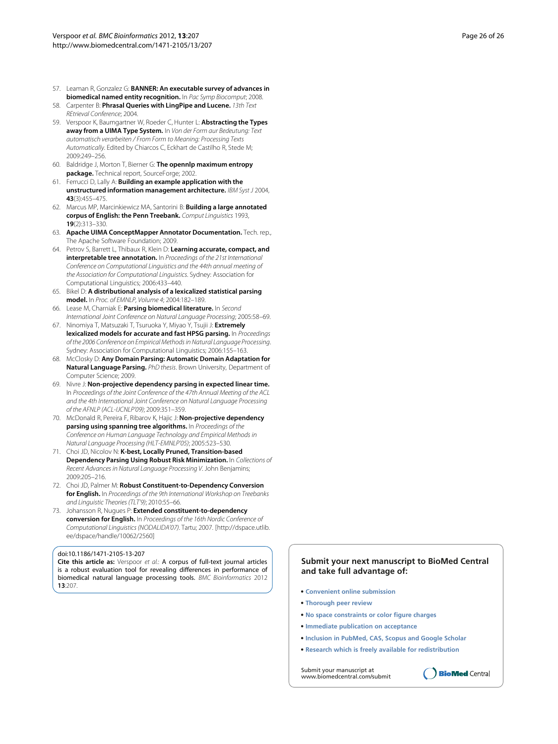57. Leaman R, Gonzalez G: **BANNER: An executable survey of advances in biomedical named entity recognition.** In *Pac Symp Biocomput*; 2008.
58. Carpenter B: **Phrasal Queries with LingPipe and Lucene.** *13th Text REtrieval Conference*; 2004.
59. Verspoor K, Baumgartner W, Roeder C, Hunter L: **Abstracting the Types away from a UIMA Type System.** In *Von der Form aur Bedeutung: Text automatisch verarbeiten / From Form to Meaning: Processing Texts Automatically*. Edited by Chiarcos C, Eckhart de Castilho R, Stede M; 2009:249–256.
60. Baldridge J, Morton T, Bierner G: **The opennlp maximum entropy package.** Technical report, SourceForge; 2002.
61. Ferrucci D, Lally A: **Building an example application with the unstructured information management architecture.** *IBM Syst J* 2004, **43**(3):455–475.
62. Marcus MP, Marcinkiewicz MA, Santorini B: **Building a large annotated corpus of English: the Penn Treebank.** *Comput Linguistics* 1993, **19**(2):313–330.
63. **Apache UIMA ConceptMapper Annotator Documentation.** Tech. rep., The Apache Software Foundation; 2009.
64. Petrov S, Barrett L, Thibaux R, Klein D: **Learning accurate, compact, and interpretable tree annotation.** In *Proceedings of the 21st International Conference on Computational Linguistics and the 44th annual meeting of the Association for Computational Linguistics*. Sydney: Association for Computational Linguistics; 2006:433–440.
65. Bikel D: **A distributional analysis of a lexicalized statistical parsing model.** In *Proc. of EMNLP, Volume 4*; 2004:182–189.
66. Lease M, Charniak E: **Parsing biomedical literature.** In *Second International Joint Conference on Natural Language Processing*; 2005:58–69.
67. Ninomiya T, Matsuzaki T, Tsuruoka Y, Miyao Y, Tsujii J: **Extremely lexicalized models for accurate and fast HPSG parsing.** In *Proceedings of the 2006 Conference on Empirical Methods in Natural Language Processing*. Sydney: Association for Computational Linguistics; 2006:155–163.
68. McClosky D: **Any Domain Parsing: Automatic Domain Adaptation for Natural Language Parsing.** *PhD thesis*. Brown University, Department of Computer Science; 2009.
69. Nivre J: **Non-projective dependency parsing in expected linear time.** In *Proceedings of the Joint Conference of the 47th Annual Meeting of the ACL and the 4th International Joint Conference on Natural Language Processing of the AFNLP (ACL-IJCNLP'09)*; 2009:351–359.
70. McDonald R, Pereira F, Ribarov K, Hajic J: **Non-projective dependency parsing using spanning tree algorithms.** In *Proceedings of the Conference on Human Language Technology and Empirical Methods in Natural Language Processing (HLT-EMNLP'05)*; 2005:523–530.
71. Choi JD, Nicolov N: **K-best, Locally Pruned, Transition-based Dependency Parsing Using Robust Risk Minimization.** In *Collections of Recent Advances in Natural Language Processing V*. John Benjamins; 2009:205–216.
72. Choi JD, Palmer M: **Robust Constituent-to-Dependency Conversion for English.** In *Proceedings of the 9th International Workshop on Treebanks and Linguistic Theories (TLT'9)*; 2010:55–66.
73. Johansson R, Nugues P: **Extended constituent-to-dependency conversion for English.** In *Proceedings of the 16th Nordic Conference of Computational Linguistics (NODALIDA'07)*. Tartu; 2007. [http://dspace.utlib.ee/dspace/handle/10062/2560]

doi:10.1186/1471-2105-13-207
**Cite this article as:** Verspoor *et al.*: A corpus of full-text journal articles is a robust evaluation tool for revealing differences in performance of biomedical natural language processing tools. *BMC Bioinformatics* 2012 **13**:207.

**Submit your next manuscript to BioMed Central and take full advantage of:**

- **Convenient online submission**
- **Thorough peer review**
- **No space constraints or color figure charges**
- **Immediate publication on acceptance**
- **Inclusion in PubMed, CAS, Scopus and Google Scholar**
- **Research which is freely available for redistribution**

Submit your manuscript at
www.biomedcentral.com/submit

BioMed Central